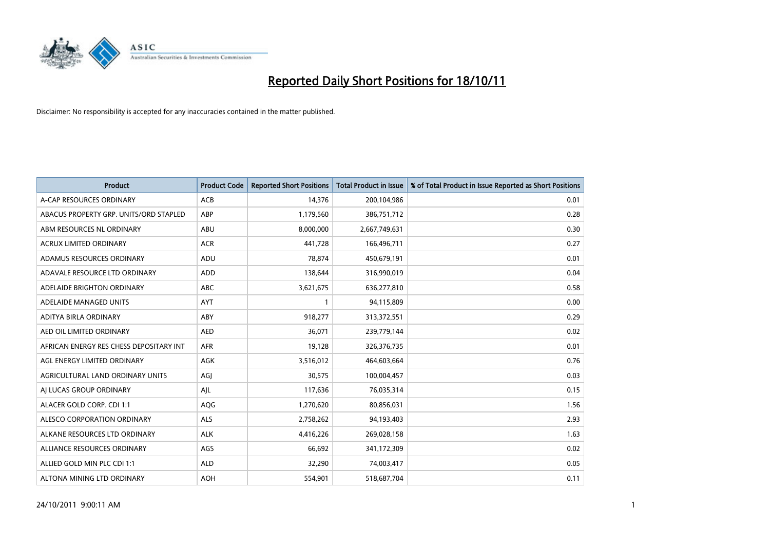# Reported Daily Short Positions for 18/10/11

Disclaimer: No responsibility is accepted for any inaccuracies contained in the matter published.

| Product | Product Code | Reported Short Positions | Total Product in Issue | % of Total Product in Issue Reported as Short Positions |
|---|---|---|---|---|
| A-CAP RESOURCES ORDINARY | ACB | 14,376 | 200,104,986 | 0.01 |
| ABACUS PROPERTY GRP. UNITS/ORD STAPLED | ABP | 1,179,560 | 386,751,712 | 0.28 |
| ABM RESOURCES NL ORDINARY | ABU | 8,000,000 | 2,667,749,631 | 0.30 |
| ACRUX LIMITED ORDINARY | ACR | 441,728 | 166,496,711 | 0.27 |
| ADAMUS RESOURCES ORDINARY | ADU | 78,874 | 450,679,191 | 0.01 |
| ADAVALE RESOURCE LTD ORDINARY | ADD | 138,644 | 316,990,019 | 0.04 |
| ADELAIDE BRIGHTON ORDINARY | ABC | 3,621,675 | 636,277,810 | 0.58 |
| ADELAIDE MANAGED UNITS | AYT | 1 | 94,115,809 | 0.00 |
| ADITYA BIRLA ORDINARY | ABY | 918,277 | 313,372,551 | 0.29 |
| AED OIL LIMITED ORDINARY | AED | 36,071 | 239,779,144 | 0.02 |
| AFRICAN ENERGY RES CHESS DEPOSITARY INT | AFR | 19,128 | 326,376,735 | 0.01 |
| AGL ENERGY LIMITED ORDINARY | AGK | 3,516,012 | 464,603,664 | 0.76 |
| AGRICULTURAL LAND ORDINARY UNITS | AGJ | 30,575 | 100,004,457 | 0.03 |
| AJ LUCAS GROUP ORDINARY | AJL | 117,636 | 76,035,314 | 0.15 |
| ALACER GOLD CORP. CDI 1:1 | AQG | 1,270,620 | 80,856,031 | 1.56 |
| ALESCO CORPORATION ORDINARY | ALS | 2,758,262 | 94,193,403 | 2.93 |
| ALKANE RESOURCES LTD ORDINARY | ALK | 4,416,226 | 269,028,158 | 1.63 |
| ALLIANCE RESOURCES ORDINARY | AGS | 66,692 | 341,172,309 | 0.02 |
| ALLIED GOLD MIN PLC CDI 1:1 | ALD | 32,290 | 74,003,417 | 0.05 |
| ALTONA MINING LTD ORDINARY | AOH | 554,901 | 518,687,704 | 0.11 |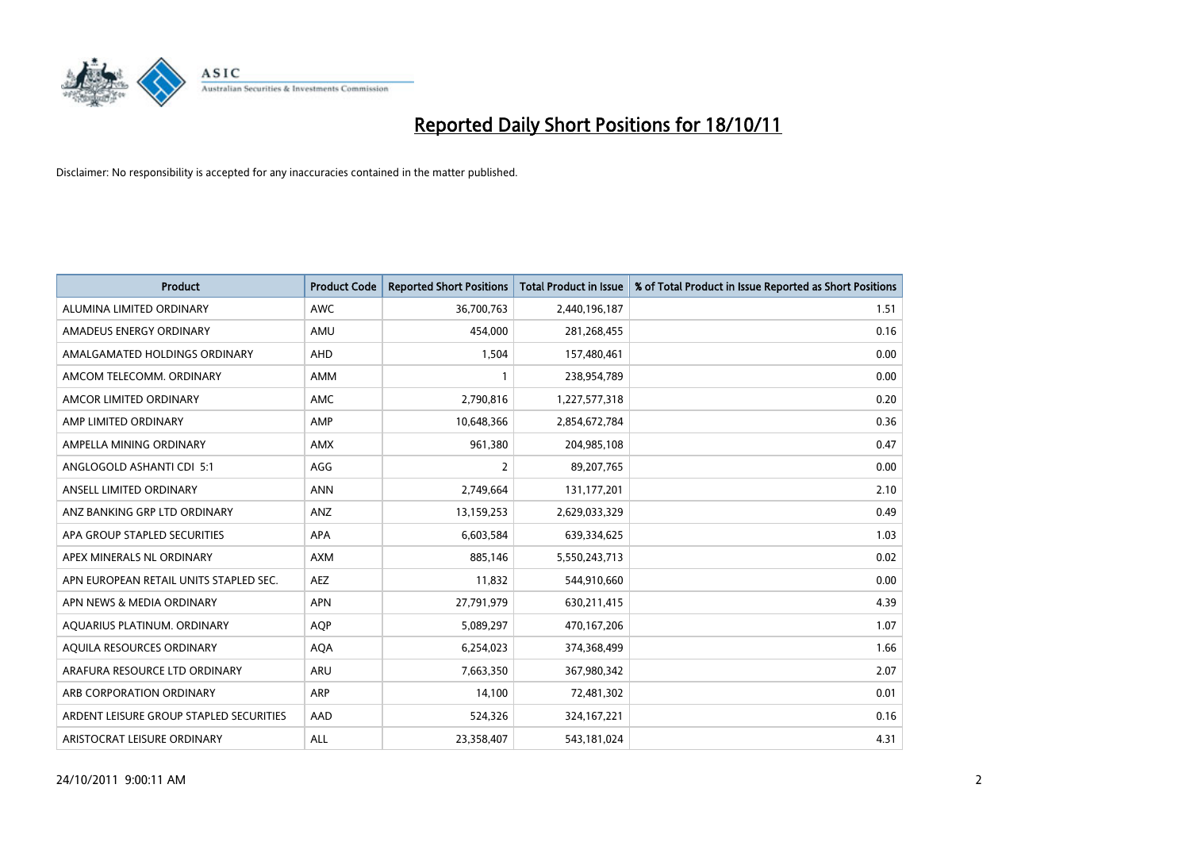# Reported Daily Short Positions for 18/10/11

Disclaimer: No responsibility is accepted for any inaccuracies contained in the matter published.

| Product | Product Code | Reported Short Positions | Total Product in Issue | % of Total Product in Issue Reported as Short Positions |
|---|---|---|---|---|
| ALUMINA LIMITED ORDINARY | AWC | 36,700,763 | 2,440,196,187 | 1.51 |
| AMADEUS ENERGY ORDINARY | AMU | 454,000 | 281,268,455 | 0.16 |
| AMALGAMATED HOLDINGS ORDINARY | AHD | 1,504 | 157,480,461 | 0.00 |
| AMCOM TELECOMM. ORDINARY | AMM | 1 | 238,954,789 | 0.00 |
| AMCOR LIMITED ORDINARY | AMC | 2,790,816 | 1,227,577,318 | 0.20 |
| AMP LIMITED ORDINARY | AMP | 10,648,366 | 2,854,672,784 | 0.36 |
| AMPELLA MINING ORDINARY | AMX | 961,380 | 204,985,108 | 0.47 |
| ANGLOGOLD ASHANTI CDI 5:1 | AGG | 2 | 89,207,765 | 0.00 |
| ANSELL LIMITED ORDINARY | ANN | 2,749,664 | 131,177,201 | 2.10 |
| ANZ BANKING GRP LTD ORDINARY | ANZ | 13,159,253 | 2,629,033,329 | 0.49 |
| APA GROUP STAPLED SECURITIES | APA | 6,603,584 | 639,334,625 | 1.03 |
| APEX MINERALS NL ORDINARY | AXM | 885,146 | 5,550,243,713 | 0.02 |
| APN EUROPEAN RETAIL UNITS STAPLED SEC. | AEZ | 11,832 | 544,910,660 | 0.00 |
| APN NEWS & MEDIA ORDINARY | APN | 27,791,979 | 630,211,415 | 4.39 |
| AQUARIUS PLATINUM. ORDINARY | AQP | 5,089,297 | 470,167,206 | 1.07 |
| AQUILA RESOURCES ORDINARY | AQA | 6,254,023 | 374,368,499 | 1.66 |
| ARAFURA RESOURCE LTD ORDINARY | ARU | 7,663,350 | 367,980,342 | 2.07 |
| ARB CORPORATION ORDINARY | ARP | 14,100 | 72,481,302 | 0.01 |
| ARDENT LEISURE GROUP STAPLED SECURITIES | AAD | 524,326 | 324,167,221 | 0.16 |
| ARISTOCRAT LEISURE ORDINARY | ALL | 23,358,407 | 543,181,024 | 4.31 |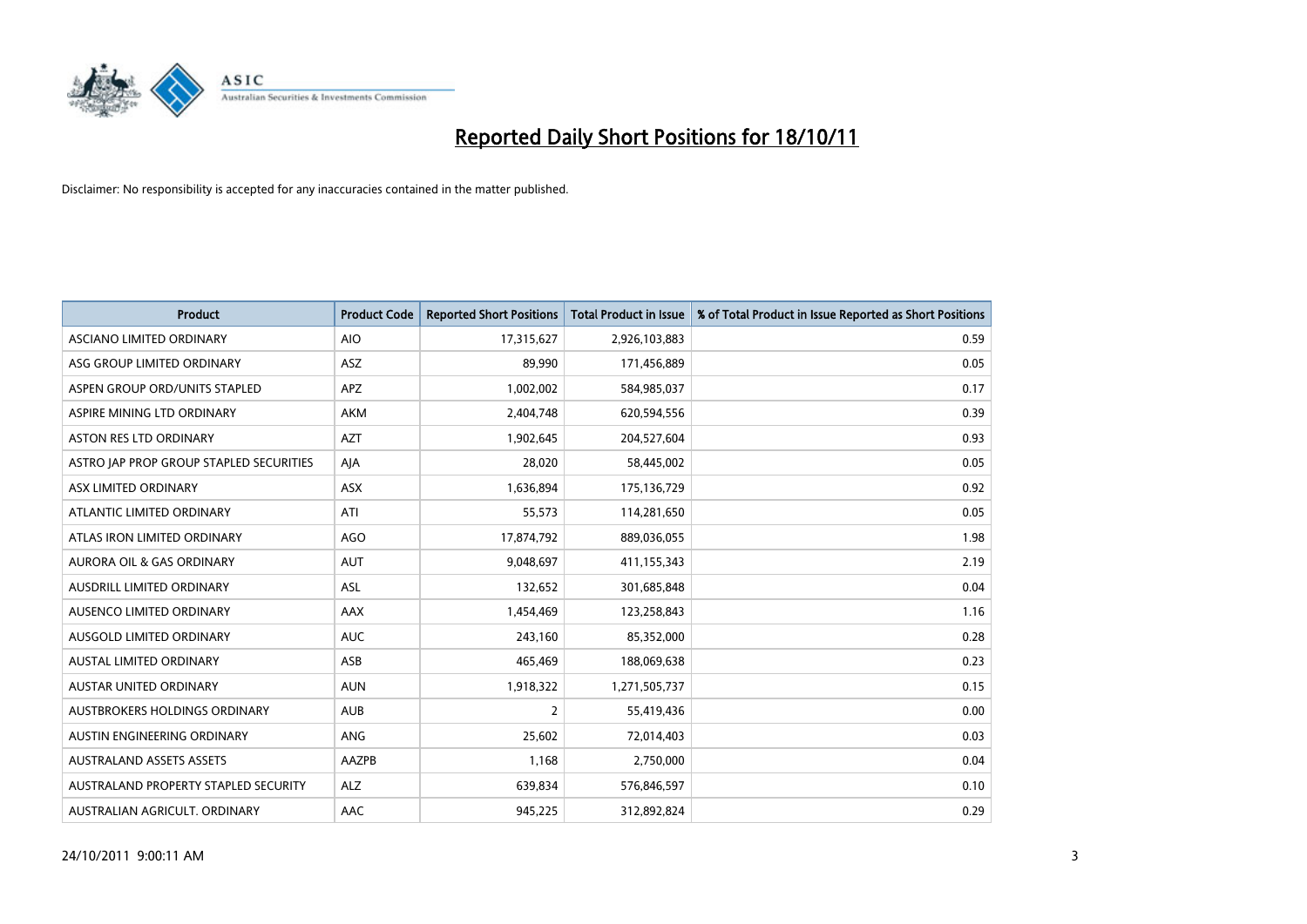# Reported Daily Short Positions for 18/10/11

Disclaimer: No responsibility is accepted for any inaccuracies contained in the matter published.

| Product | Product Code | Reported Short Positions | Total Product in Issue | % of Total Product in Issue Reported as Short Positions |
|---|---|---|---|---|
| ASCIANO LIMITED ORDINARY | AIO | 17,315,627 | 2,926,103,883 | 0.59 |
| ASG GROUP LIMITED ORDINARY | ASZ | 89,990 | 171,456,889 | 0.05 |
| ASPEN GROUP ORD/UNITS STAPLED | APZ | 1,002,002 | 584,985,037 | 0.17 |
| ASPIRE MINING LTD ORDINARY | AKM | 2,404,748 | 620,594,556 | 0.39 |
| ASTON RES LTD ORDINARY | AZT | 1,902,645 | 204,527,604 | 0.93 |
| ASTRO JAP PROP GROUP STAPLED SECURITIES | AJA | 28,020 | 58,445,002 | 0.05 |
| ASX LIMITED ORDINARY | ASX | 1,636,894 | 175,136,729 | 0.92 |
| ATLANTIC LIMITED ORDINARY | ATI | 55,573 | 114,281,650 | 0.05 |
| ATLAS IRON LIMITED ORDINARY | AGO | 17,874,792 | 889,036,055 | 1.98 |
| AURORA OIL & GAS ORDINARY | AUT | 9,048,697 | 411,155,343 | 2.19 |
| AUSDRILL LIMITED ORDINARY | ASL | 132,652 | 301,685,848 | 0.04 |
| AUSENCO LIMITED ORDINARY | AAX | 1,454,469 | 123,258,843 | 1.16 |
| AUSGOLD LIMITED ORDINARY | AUC | 243,160 | 85,352,000 | 0.28 |
| AUSTAL LIMITED ORDINARY | ASB | 465,469 | 188,069,638 | 0.23 |
| AUSTAR UNITED ORDINARY | AUN | 1,918,322 | 1,271,505,737 | 0.15 |
| AUSTBROKERS HOLDINGS ORDINARY | AUB | 2 | 55,419,436 | 0.00 |
| AUSTIN ENGINEERING ORDINARY | ANG | 25,602 | 72,014,403 | 0.03 |
| AUSTRALAND ASSETS ASSETS | AAZPB | 1,168 | 2,750,000 | 0.04 |
| AUSTRALAND PROPERTY STAPLED SECURITY | ALZ | 639,834 | 576,846,597 | 0.10 |
| AUSTRALIAN AGRICULT. ORDINARY | AAC | 945,225 | 312,892,824 | 0.29 |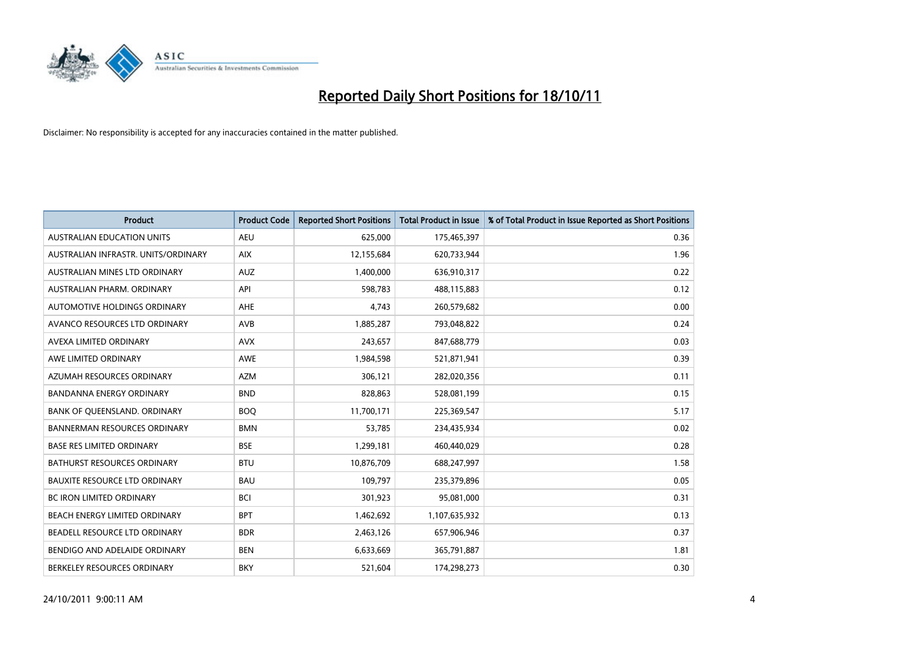# Reported Daily Short Positions for 18/10/11

Disclaimer: No responsibility is accepted for any inaccuracies contained in the matter published.

| Product | Product Code | Reported Short Positions | Total Product in Issue | % of Total Product in Issue Reported as Short Positions |
|---|---|---|---|---|
| AUSTRALIAN EDUCATION UNITS | AEU | 625,000 | 175,465,397 | 0.36 |
| AUSTRALIAN INFRASTR. UNITS/ORDINARY | AIX | 12,155,684 | 620,733,944 | 1.96 |
| AUSTRALIAN MINES LTD ORDINARY | AUZ | 1,400,000 | 636,910,317 | 0.22 |
| AUSTRALIAN PHARM. ORDINARY | API | 598,783 | 488,115,883 | 0.12 |
| AUTOMOTIVE HOLDINGS ORDINARY | AHE | 4,743 | 260,579,682 | 0.00 |
| AVANCO RESOURCES LTD ORDINARY | AVB | 1,885,287 | 793,048,822 | 0.24 |
| AVEXA LIMITED ORDINARY | AVX | 243,657 | 847,688,779 | 0.03 |
| AWE LIMITED ORDINARY | AWE | 1,984,598 | 521,871,941 | 0.39 |
| AZUMAH RESOURCES ORDINARY | AZM | 306,121 | 282,020,356 | 0.11 |
| BANDANNA ENERGY ORDINARY | BND | 828,863 | 528,081,199 | 0.15 |
| BANK OF QUEENSLAND. ORDINARY | BOQ | 11,700,171 | 225,369,547 | 5.17 |
| BANNERMAN RESOURCES ORDINARY | BMN | 53,785 | 234,435,934 | 0.02 |
| BASE RES LIMITED ORDINARY | BSE | 1,299,181 | 460,440,029 | 0.28 |
| BATHURST RESOURCES ORDINARY | BTU | 10,876,709 | 688,247,997 | 1.58 |
| BAUXITE RESOURCE LTD ORDINARY | BAU | 109,797 | 235,379,896 | 0.05 |
| BC IRON LIMITED ORDINARY | BCI | 301,923 | 95,081,000 | 0.31 |
| BEACH ENERGY LIMITED ORDINARY | BPT | 1,462,692 | 1,107,635,932 | 0.13 |
| BEADELL RESOURCE LTD ORDINARY | BDR | 2,463,126 | 657,906,946 | 0.37 |
| BENDIGO AND ADELAIDE ORDINARY | BEN | 6,633,669 | 365,791,887 | 1.81 |
| BERKELEY RESOURCES ORDINARY | BKY | 521,604 | 174,298,273 | 0.30 |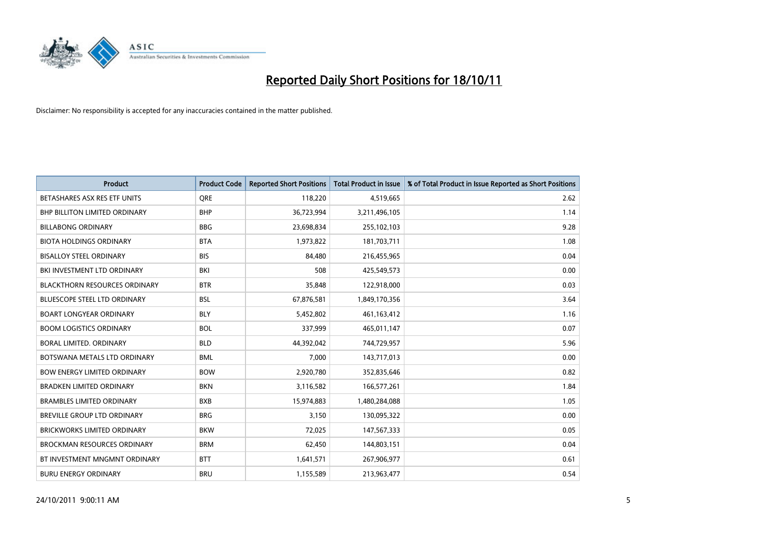# Reported Daily Short Positions for 18/10/11

Disclaimer: No responsibility is accepted for any inaccuracies contained in the matter published.

| Product | Product Code | Reported Short Positions | Total Product in Issue | % of Total Product in Issue Reported as Short Positions |
|---|---|---|---|---|
| BETASHARES ASX RES ETF UNITS | QRE | 118,220 | 4,519,665 | 2.62 |
| BHP BILLITON LIMITED ORDINARY | BHP | 36,723,994 | 3,211,496,105 | 1.14 |
| BILLABONG ORDINARY | BBG | 23,698,834 | 255,102,103 | 9.28 |
| BIOTA HOLDINGS ORDINARY | BTA | 1,973,822 | 181,703,711 | 1.08 |
| BISALLOY STEEL ORDINARY | BIS | 84,480 | 216,455,965 | 0.04 |
| BKI INVESTMENT LTD ORDINARY | BKI | 508 | 425,549,573 | 0.00 |
| BLACKTHORN RESOURCES ORDINARY | BTR | 35,848 | 122,918,000 | 0.03 |
| BLUESCOPE STEEL LTD ORDINARY | BSL | 67,876,581 | 1,849,170,356 | 3.64 |
| BOART LONGYEAR ORDINARY | BLY | 5,452,802 | 461,163,412 | 1.16 |
| BOOM LOGISTICS ORDINARY | BOL | 337,999 | 465,011,147 | 0.07 |
| BORAL LIMITED. ORDINARY | BLD | 44,392,042 | 744,729,957 | 5.96 |
| BOTSWANA METALS LTD ORDINARY | BML | 7,000 | 143,717,013 | 0.00 |
| BOW ENERGY LIMITED ORDINARY | BOW | 2,920,780 | 352,835,646 | 0.82 |
| BRADKEN LIMITED ORDINARY | BKN | 3,116,582 | 166,577,261 | 1.84 |
| BRAMBLES LIMITED ORDINARY | BXB | 15,974,883 | 1,480,284,088 | 1.05 |
| BREVILLE GROUP LTD ORDINARY | BRG | 3,150 | 130,095,322 | 0.00 |
| BRICKWORKS LIMITED ORDINARY | BKW | 72,025 | 147,567,333 | 0.05 |
| BROCKMAN RESOURCES ORDINARY | BRM | 62,450 | 144,803,151 | 0.04 |
| BT INVESTMENT MNGMNT ORDINARY | BTT | 1,641,571 | 267,906,977 | 0.61 |
| BURU ENERGY ORDINARY | BRU | 1,155,589 | 213,963,477 | 0.54 |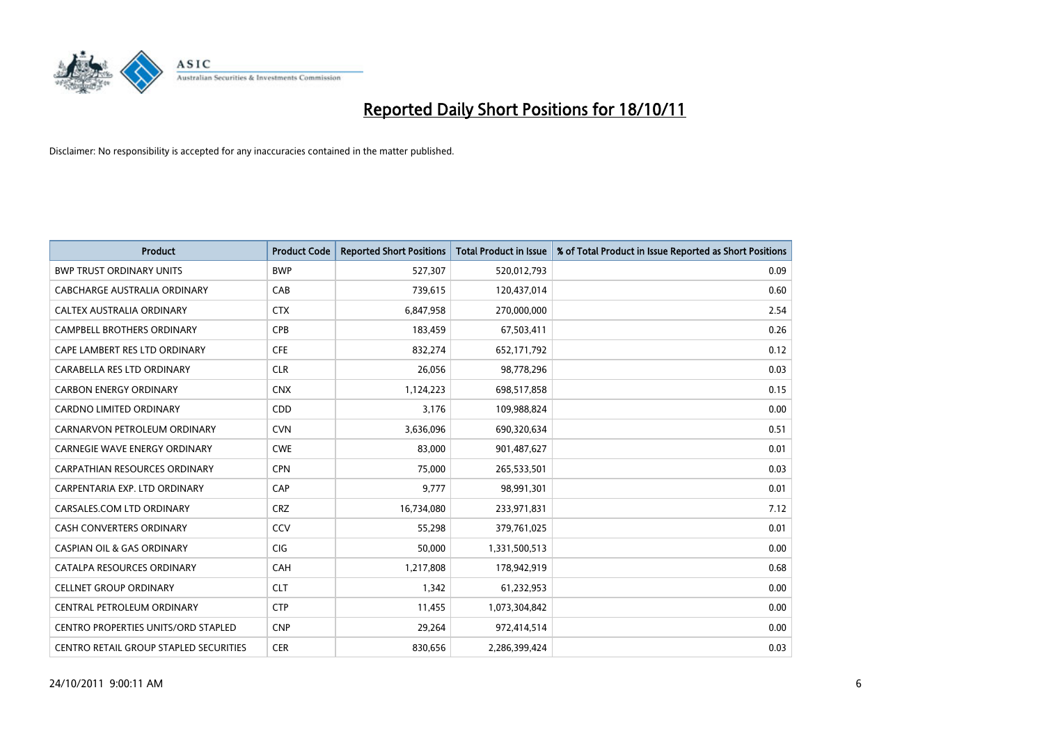# Reported Daily Short Positions for 18/10/11

Disclaimer: No responsibility is accepted for any inaccuracies contained in the matter published.

| Product | Product Code | Reported Short Positions | Total Product in Issue | % of Total Product in Issue Reported as Short Positions |
|---|---|---|---|---|
| BWP TRUST ORDINARY UNITS | BWP | 527,307 | 520,012,793 | 0.09 |
| CABCHARGE AUSTRALIA ORDINARY | CAB | 739,615 | 120,437,014 | 0.60 |
| CALTEX AUSTRALIA ORDINARY | CTX | 6,847,958 | 270,000,000 | 2.54 |
| CAMPBELL BROTHERS ORDINARY | CPB | 183,459 | 67,503,411 | 0.26 |
| CAPE LAMBERT RES LTD ORDINARY | CFE | 832,274 | 652,171,792 | 0.12 |
| CARABELLA RES LTD ORDINARY | CLR | 26,056 | 98,778,296 | 0.03 |
| CARBON ENERGY ORDINARY | CNX | 1,124,223 | 698,517,858 | 0.15 |
| CARDNO LIMITED ORDINARY | CDD | 3,176 | 109,988,824 | 0.00 |
| CARNARVON PETROLEUM ORDINARY | CVN | 3,636,096 | 690,320,634 | 0.51 |
| CARNEGIE WAVE ENERGY ORDINARY | CWE | 83,000 | 901,487,627 | 0.01 |
| CARPATHIAN RESOURCES ORDINARY | CPN | 75,000 | 265,533,501 | 0.03 |
| CARPENTARIA EXP. LTD ORDINARY | CAP | 9,777 | 98,991,301 | 0.01 |
| CARSALES.COM LTD ORDINARY | CRZ | 16,734,080 | 233,971,831 | 7.12 |
| CASH CONVERTERS ORDINARY | CCV | 55,298 | 379,761,025 | 0.01 |
| CASPIAN OIL & GAS ORDINARY | CIG | 50,000 | 1,331,500,513 | 0.00 |
| CATALPA RESOURCES ORDINARY | CAH | 1,217,808 | 178,942,919 | 0.68 |
| CELLNET GROUP ORDINARY | CLT | 1,342 | 61,232,953 | 0.00 |
| CENTRAL PETROLEUM ORDINARY | CTP | 11,455 | 1,073,304,842 | 0.00 |
| CENTRO PROPERTIES UNITS/ORD STAPLED | CNP | 29,264 | 972,414,514 | 0.00 |
| CENTRO RETAIL GROUP STAPLED SECURITIES | CER | 830,656 | 2,286,399,424 | 0.03 |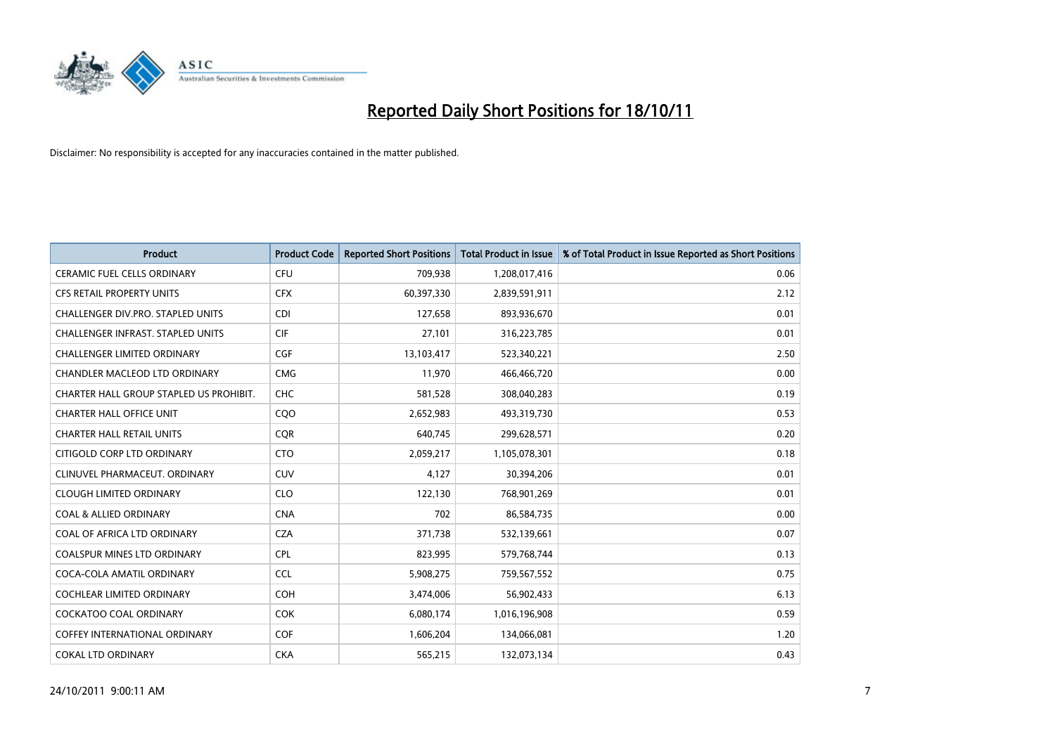# Reported Daily Short Positions for 18/10/11

Disclaimer: No responsibility is accepted for any inaccuracies contained in the matter published.

| Product | Product Code | Reported Short Positions | Total Product in Issue | % of Total Product in Issue Reported as Short Positions |
|---|---|---|---|---|
| CERAMIC FUEL CELLS ORDINARY | CFU | 709,938 | 1,208,017,416 | 0.06 |
| CFS RETAIL PROPERTY UNITS | CFX | 60,397,330 | 2,839,591,911 | 2.12 |
| CHALLENGER DIV.PRO. STAPLED UNITS | CDI | 127,658 | 893,936,670 | 0.01 |
| CHALLENGER INFRAST. STAPLED UNITS | CIF | 27,101 | 316,223,785 | 0.01 |
| CHALLENGER LIMITED ORDINARY | CGF | 13,103,417 | 523,340,221 | 2.50 |
| CHANDLER MACLEOD LTD ORDINARY | CMG | 11,970 | 466,466,720 | 0.00 |
| CHARTER HALL GROUP STAPLED US PROHIBIT. | CHC | 581,528 | 308,040,283 | 0.19 |
| CHARTER HALL OFFICE UNIT | CQO | 2,652,983 | 493,319,730 | 0.53 |
| CHARTER HALL RETAIL UNITS | CQR | 640,745 | 299,628,571 | 0.20 |
| CITIGOLD CORP LTD ORDINARY | CTO | 2,059,217 | 1,105,078,301 | 0.18 |
| CLINUVEL PHARMACEUT. ORDINARY | CUV | 4,127 | 30,394,206 | 0.01 |
| CLOUGH LIMITED ORDINARY | CLO | 122,130 | 768,901,269 | 0.01 |
| COAL & ALLIED ORDINARY | CNA | 702 | 86,584,735 | 0.00 |
| COAL OF AFRICA LTD ORDINARY | CZA | 371,738 | 532,139,661 | 0.07 |
| COALSPUR MINES LTD ORDINARY | CPL | 823,995 | 579,768,744 | 0.13 |
| COCA-COLA AMATIL ORDINARY | CCL | 5,908,275 | 759,567,552 | 0.75 |
| COCHLEAR LIMITED ORDINARY | COH | 3,474,006 | 56,902,433 | 6.13 |
| COCKATOO COAL ORDINARY | COK | 6,080,174 | 1,016,196,908 | 0.59 |
| COFFEY INTERNATIONAL ORDINARY | COF | 1,606,204 | 134,066,081 | 1.20 |
| COKAL LTD ORDINARY | CKA | 565,215 | 132,073,134 | 0.43 |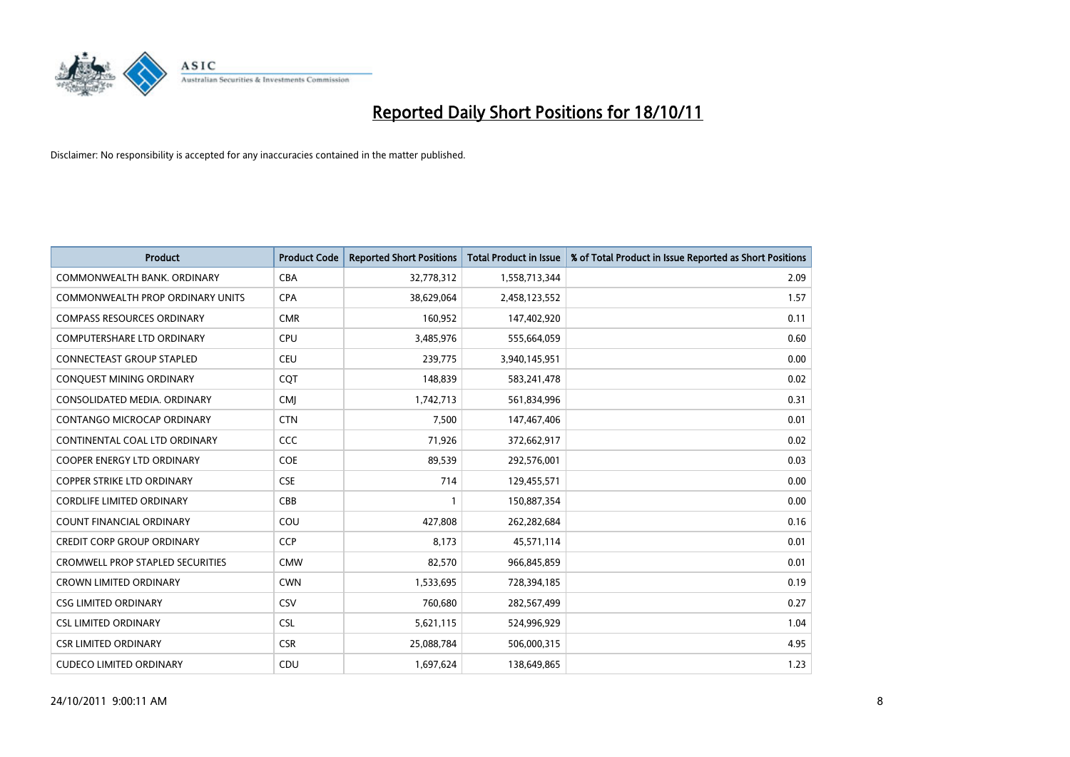# Reported Daily Short Positions for 18/10/11

Disclaimer: No responsibility is accepted for any inaccuracies contained in the matter published.

| Product | Product Code | Reported Short Positions | Total Product in Issue | % of Total Product in Issue Reported as Short Positions |
|---|---|---|---|---|
| COMMONWEALTH BANK. ORDINARY | CBA | 32,778,312 | 1,558,713,344 | 2.09 |
| COMMONWEALTH PROP ORDINARY UNITS | CPA | 38,629,064 | 2,458,123,552 | 1.57 |
| COMPASS RESOURCES ORDINARY | CMR | 160,952 | 147,402,920 | 0.11 |
| COMPUTERSHARE LTD ORDINARY | CPU | 3,485,976 | 555,664,059 | 0.60 |
| CONNECTEAST GROUP STAPLED | CEU | 239,775 | 3,940,145,951 | 0.00 |
| CONQUEST MINING ORDINARY | CQT | 148,839 | 583,241,478 | 0.02 |
| CONSOLIDATED MEDIA. ORDINARY | CMJ | 1,742,713 | 561,834,996 | 0.31 |
| CONTANGO MICROCAP ORDINARY | CTN | 7,500 | 147,467,406 | 0.01 |
| CONTINENTAL COAL LTD ORDINARY | CCC | 71,926 | 372,662,917 | 0.02 |
| COOPER ENERGY LTD ORDINARY | COE | 89,539 | 292,576,001 | 0.03 |
| COPPER STRIKE LTD ORDINARY | CSE | 714 | 129,455,571 | 0.00 |
| CORDLIFE LIMITED ORDINARY | CBB | 1 | 150,887,354 | 0.00 |
| COUNT FINANCIAL ORDINARY | COU | 427,808 | 262,282,684 | 0.16 |
| CREDIT CORP GROUP ORDINARY | CCP | 8,173 | 45,571,114 | 0.01 |
| CROMWELL PROP STAPLED SECURITIES | CMW | 82,570 | 966,845,859 | 0.01 |
| CROWN LIMITED ORDINARY | CWN | 1,533,695 | 728,394,185 | 0.19 |
| CSG LIMITED ORDINARY | CSV | 760,680 | 282,567,499 | 0.27 |
| CSL LIMITED ORDINARY | CSL | 5,621,115 | 524,996,929 | 1.04 |
| CSR LIMITED ORDINARY | CSR | 25,088,784 | 506,000,315 | 4.95 |
| CUDECO LIMITED ORDINARY | CDU | 1,697,624 | 138,649,865 | 1.23 |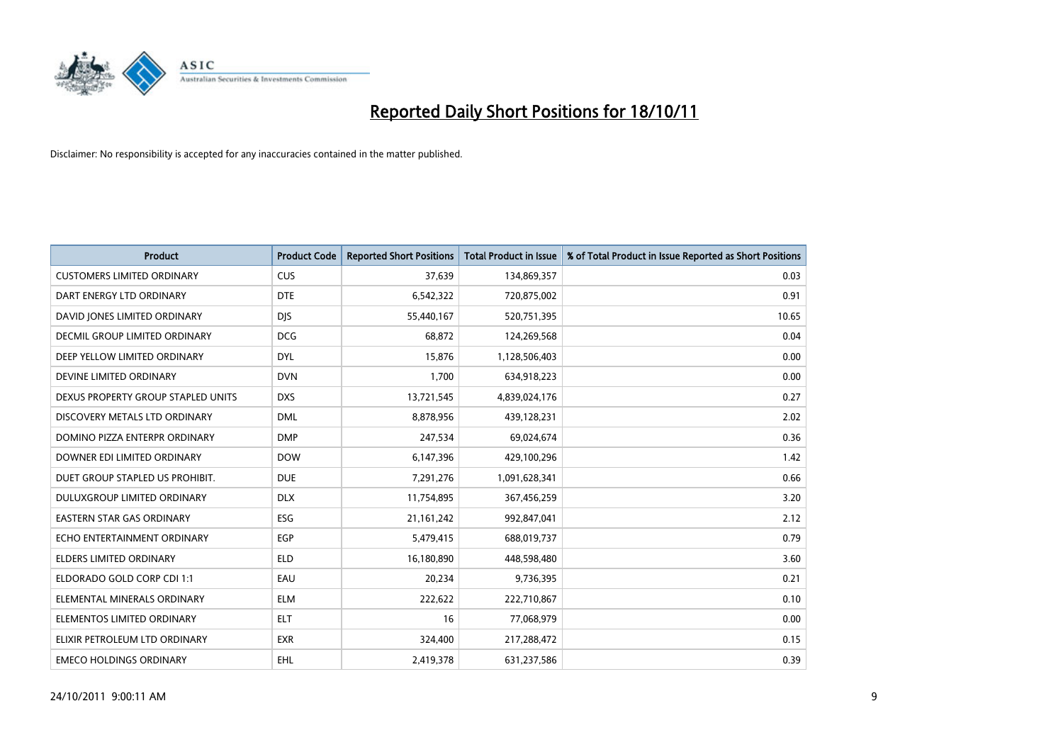# Reported Daily Short Positions for 18/10/11

Disclaimer: No responsibility is accepted for any inaccuracies contained in the matter published.

| Product | Product Code | Reported Short Positions | Total Product in Issue | % of Total Product in Issue Reported as Short Positions |
|---|---|---|---|---|
| CUSTOMERS LIMITED ORDINARY | CUS | 37,639 | 134,869,357 | 0.03 |
| DART ENERGY LTD ORDINARY | DTE | 6,542,322 | 720,875,002 | 0.91 |
| DAVID JONES LIMITED ORDINARY | DJS | 55,440,167 | 520,751,395 | 10.65 |
| DECMIL GROUP LIMITED ORDINARY | DCG | 68,872 | 124,269,568 | 0.04 |
| DEEP YELLOW LIMITED ORDINARY | DYL | 15,876 | 1,128,506,403 | 0.00 |
| DEVINE LIMITED ORDINARY | DVN | 1,700 | 634,918,223 | 0.00 |
| DEXUS PROPERTY GROUP STAPLED UNITS | DXS | 13,721,545 | 4,839,024,176 | 0.27 |
| DISCOVERY METALS LTD ORDINARY | DML | 8,878,956 | 439,128,231 | 2.02 |
| DOMINO PIZZA ENTERPR ORDINARY | DMP | 247,534 | 69,024,674 | 0.36 |
| DOWNER EDI LIMITED ORDINARY | DOW | 6,147,396 | 429,100,296 | 1.42 |
| DUET GROUP STAPLED US PROHIBIT. | DUE | 7,291,276 | 1,091,628,341 | 0.66 |
| DULUXGROUP LIMITED ORDINARY | DLX | 11,754,895 | 367,456,259 | 3.20 |
| EASTERN STAR GAS ORDINARY | ESG | 21,161,242 | 992,847,041 | 2.12 |
| ECHO ENTERTAINMENT ORDINARY | EGP | 5,479,415 | 688,019,737 | 0.79 |
| ELDERS LIMITED ORDINARY | ELD | 16,180,890 | 448,598,480 | 3.60 |
| ELDORADO GOLD CORP CDI 1:1 | EAU | 20,234 | 9,736,395 | 0.21 |
| ELEMENTAL MINERALS ORDINARY | ELM | 222,622 | 222,710,867 | 0.10 |
| ELEMENTOS LIMITED ORDINARY | ELT | 16 | 77,068,979 | 0.00 |
| ELIXIR PETROLEUM LTD ORDINARY | EXR | 324,400 | 217,288,472 | 0.15 |
| EMECO HOLDINGS ORDINARY | EHL | 2,419,378 | 631,237,586 | 0.39 |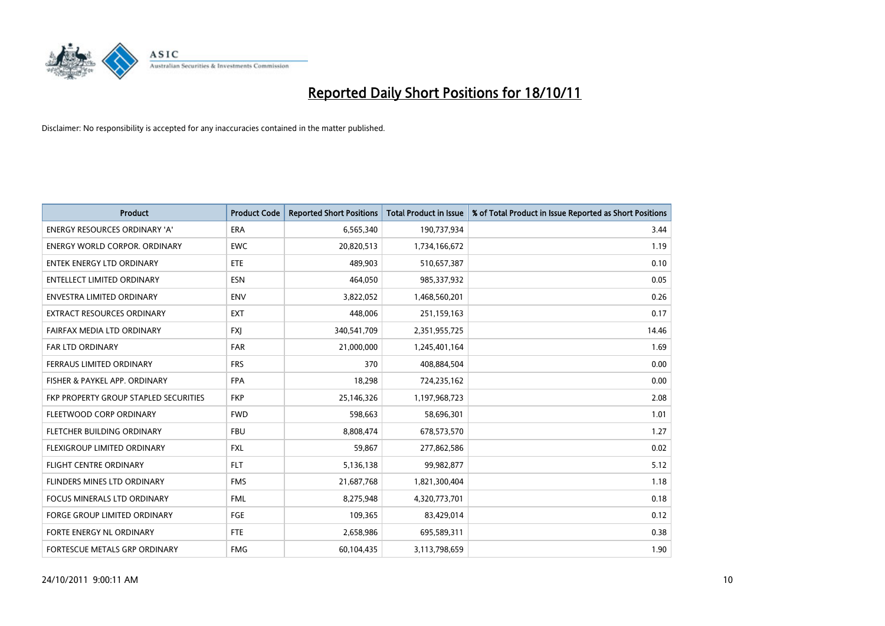# Reported Daily Short Positions for 18/10/11

Disclaimer: No responsibility is accepted for any inaccuracies contained in the matter published.

| Product | Product Code | Reported Short Positions | Total Product in Issue | % of Total Product in Issue Reported as Short Positions |
|---|---|---|---|---|
| ENERGY RESOURCES ORDINARY 'A' | ERA | 6,565,340 | 190,737,934 | 3.44 |
| ENERGY WORLD CORPOR. ORDINARY | EWC | 20,820,513 | 1,734,166,672 | 1.19 |
| ENTEK ENERGY LTD ORDINARY | ETE | 489,903 | 510,657,387 | 0.10 |
| ENTELLECT LIMITED ORDINARY | ESN | 464,050 | 985,337,932 | 0.05 |
| ENVESTRA LIMITED ORDINARY | ENV | 3,822,052 | 1,468,560,201 | 0.26 |
| EXTRACT RESOURCES ORDINARY | EXT | 448,006 | 251,159,163 | 0.17 |
| FAIRFAX MEDIA LTD ORDINARY | FXJ | 340,541,709 | 2,351,955,725 | 14.46 |
| FAR LTD ORDINARY | FAR | 21,000,000 | 1,245,401,164 | 1.69 |
| FERRAUS LIMITED ORDINARY | FRS | 370 | 408,884,504 | 0.00 |
| FISHER & PAYKEL APP. ORDINARY | FPA | 18,298 | 724,235,162 | 0.00 |
| FKP PROPERTY GROUP STAPLED SECURITIES | FKP | 25,146,326 | 1,197,968,723 | 2.08 |
| FLEETWOOD CORP ORDINARY | FWD | 598,663 | 58,696,301 | 1.01 |
| FLETCHER BUILDING ORDINARY | FBU | 8,808,474 | 678,573,570 | 1.27 |
| FLEXIGROUP LIMITED ORDINARY | FXL | 59,867 | 277,862,586 | 0.02 |
| FLIGHT CENTRE ORDINARY | FLT | 5,136,138 | 99,982,877 | 5.12 |
| FLINDERS MINES LTD ORDINARY | FMS | 21,687,768 | 1,821,300,404 | 1.18 |
| FOCUS MINERALS LTD ORDINARY | FML | 8,275,948 | 4,320,773,701 | 0.18 |
| FORGE GROUP LIMITED ORDINARY | FGE | 109,365 | 83,429,014 | 0.12 |
| FORTE ENERGY NL ORDINARY | FTE | 2,658,986 | 695,589,311 | 0.38 |
| FORTESCUE METALS GRP ORDINARY | FMG | 60,104,435 | 3,113,798,659 | 1.90 |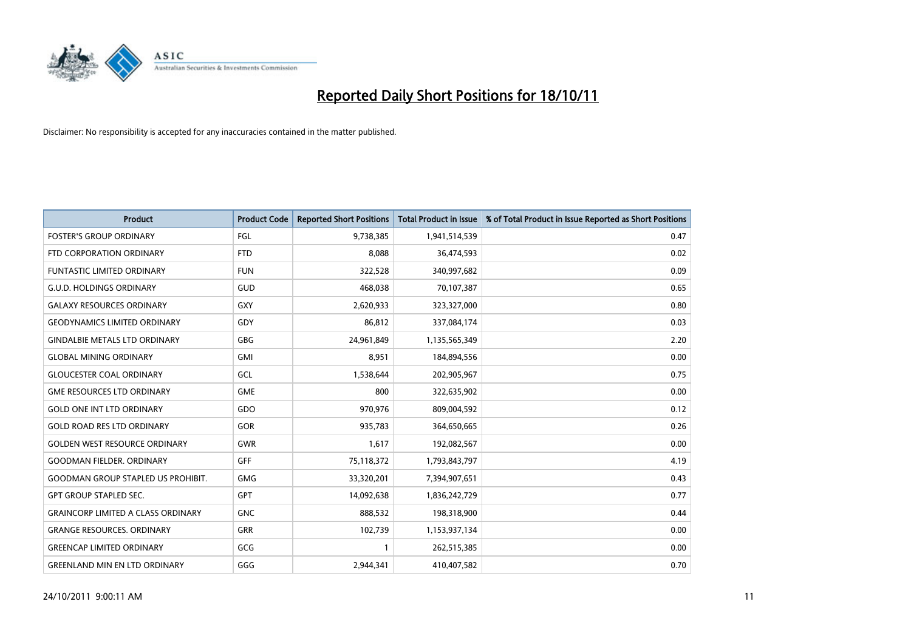# Reported Daily Short Positions for 18/10/11

Disclaimer: No responsibility is accepted for any inaccuracies contained in the matter published.

| Product | Product Code | Reported Short Positions | Total Product in Issue | % of Total Product in Issue Reported as Short Positions |
|---|---|---|---|---|
| FOSTER'S GROUP ORDINARY | FGL | 9,738,385 | 1,941,514,539 | 0.47 |
| FTD CORPORATION ORDINARY | FTD | 8,088 | 36,474,593 | 0.02 |
| FUNTASTIC LIMITED ORDINARY | FUN | 322,528 | 340,997,682 | 0.09 |
| G.U.D. HOLDINGS ORDINARY | GUD | 468,038 | 70,107,387 | 0.65 |
| GALAXY RESOURCES ORDINARY | GXY | 2,620,933 | 323,327,000 | 0.80 |
| GEODYNAMICS LIMITED ORDINARY | GDY | 86,812 | 337,084,174 | 0.03 |
| GINDALBIE METALS LTD ORDINARY | GBG | 24,961,849 | 1,135,565,349 | 2.20 |
| GLOBAL MINING ORDINARY | GMI | 8,951 | 184,894,556 | 0.00 |
| GLOUCESTER COAL ORDINARY | GCL | 1,538,644 | 202,905,967 | 0.75 |
| GME RESOURCES LTD ORDINARY | GME | 800 | 322,635,902 | 0.00 |
| GOLD ONE INT LTD ORDINARY | GDO | 970,976 | 809,004,592 | 0.12 |
| GOLD ROAD RES LTD ORDINARY | GOR | 935,783 | 364,650,665 | 0.26 |
| GOLDEN WEST RESOURCE ORDINARY | GWR | 1,617 | 192,082,567 | 0.00 |
| GOODMAN FIELDER. ORDINARY | GFF | 75,118,372 | 1,793,843,797 | 4.19 |
| GOODMAN GROUP STAPLED US PROHIBIT. | GMG | 33,320,201 | 7,394,907,651 | 0.43 |
| GPT GROUP STAPLED SEC. | GPT | 14,092,638 | 1,836,242,729 | 0.77 |
| GRAINCORP LIMITED A CLASS ORDINARY | GNC | 888,532 | 198,318,900 | 0.44 |
| GRANGE RESOURCES. ORDINARY | GRR | 102,739 | 1,153,937,134 | 0.00 |
| GREENCAP LIMITED ORDINARY | GCG | 1 | 262,515,385 | 0.00 |
| GREENLAND MIN EN LTD ORDINARY | GGG | 2,944,341 | 410,407,582 | 0.70 |

24/10/2011 9:00:11 AM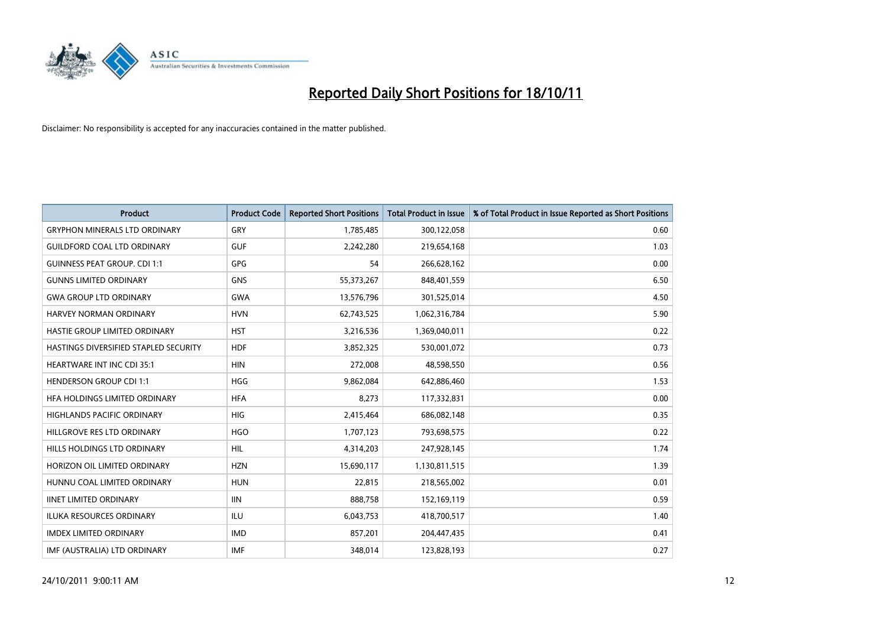# Reported Daily Short Positions for 18/10/11

Disclaimer: No responsibility is accepted for any inaccuracies contained in the matter published.

| Product | Product Code | Reported Short Positions | Total Product in Issue | % of Total Product in Issue Reported as Short Positions |
|---|---|---|---|---|
| GRYPHON MINERALS LTD ORDINARY | GRY | 1,785,485 | 300,122,058 | 0.60 |
| GUILDFORD COAL LTD ORDINARY | GUF | 2,242,280 | 219,654,168 | 1.03 |
| GUINNESS PEAT GROUP. CDI 1:1 | GPG | 54 | 266,628,162 | 0.00 |
| GUNNS LIMITED ORDINARY | GNS | 55,373,267 | 848,401,559 | 6.50 |
| GWA GROUP LTD ORDINARY | GWA | 13,576,796 | 301,525,014 | 4.50 |
| HARVEY NORMAN ORDINARY | HVN | 62,743,525 | 1,062,316,784 | 5.90 |
| HASTIE GROUP LIMITED ORDINARY | HST | 3,216,536 | 1,369,040,011 | 0.22 |
| HASTINGS DIVERSIFIED STAPLED SECURITY | HDF | 3,852,325 | 530,001,072 | 0.73 |
| HEARTWARE INT INC CDI 35:1 | HIN | 272,008 | 48,598,550 | 0.56 |
| HENDERSON GROUP CDI 1:1 | HGG | 9,862,084 | 642,886,460 | 1.53 |
| HFA HOLDINGS LIMITED ORDINARY | HFA | 8,273 | 117,332,831 | 0.00 |
| HIGHLANDS PACIFIC ORDINARY | HIG | 2,415,464 | 686,082,148 | 0.35 |
| HILLGROVE RES LTD ORDINARY | HGO | 1,707,123 | 793,698,575 | 0.22 |
| HILLS HOLDINGS LTD ORDINARY | HIL | 4,314,203 | 247,928,145 | 1.74 |
| HORIZON OIL LIMITED ORDINARY | HZN | 15,690,117 | 1,130,811,515 | 1.39 |
| HUNNU COAL LIMITED ORDINARY | HUN | 22,815 | 218,565,002 | 0.01 |
| IINET LIMITED ORDINARY | IIN | 888,758 | 152,169,119 | 0.59 |
| ILUKA RESOURCES ORDINARY | ILU | 6,043,753 | 418,700,517 | 1.40 |
| IMDEX LIMITED ORDINARY | IMD | 857,201 | 204,447,435 | 0.41 |
| IMF (AUSTRALIA) LTD ORDINARY | IMF | 348,014 | 123,828,193 | 0.27 |

24/10/2011 9:00:11 AM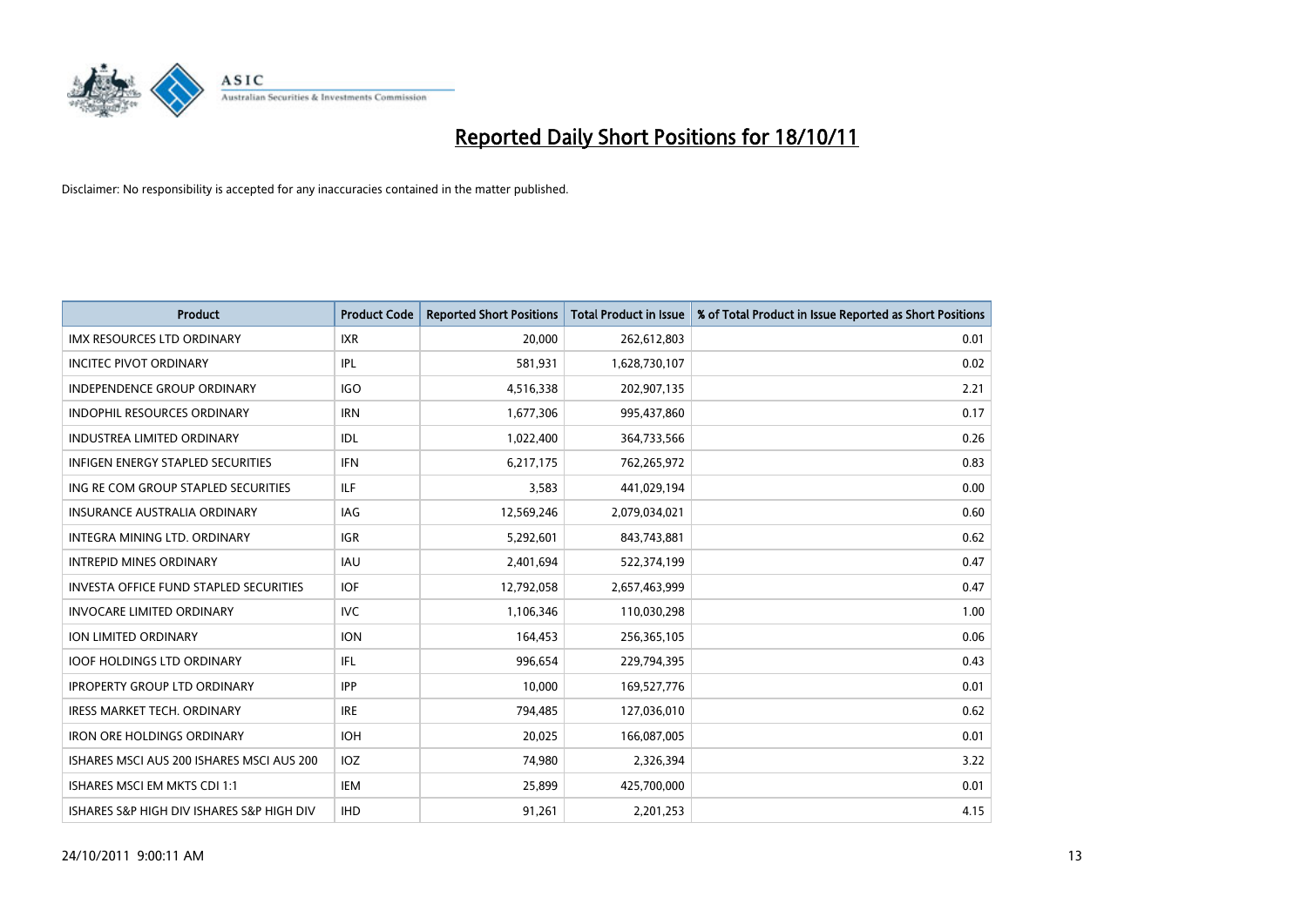# Reported Daily Short Positions for 18/10/11

Disclaimer: No responsibility is accepted for any inaccuracies contained in the matter published.

| Product | Product Code | Reported Short Positions | Total Product in Issue | % of Total Product in Issue Reported as Short Positions |
|---|---|---|---|---|
| IMX RESOURCES LTD ORDINARY | IXR | 20,000 | 262,612,803 | 0.01 |
| INCITEC PIVOT ORDINARY | IPL | 581,931 | 1,628,730,107 | 0.02 |
| INDEPENDENCE GROUP ORDINARY | IGO | 4,516,338 | 202,907,135 | 2.21 |
| INDOPHIL RESOURCES ORDINARY | IRN | 1,677,306 | 995,437,860 | 0.17 |
| INDUSTREA LIMITED ORDINARY | IDL | 1,022,400 | 364,733,566 | 0.26 |
| INFIGEN ENERGY STAPLED SECURITIES | IFN | 6,217,175 | 762,265,972 | 0.83 |
| ING RE COM GROUP STAPLED SECURITIES | ILF | 3,583 | 441,029,194 | 0.00 |
| INSURANCE AUSTRALIA ORDINARY | IAG | 12,569,246 | 2,079,034,021 | 0.60 |
| INTEGRA MINING LTD. ORDINARY | IGR | 5,292,601 | 843,743,881 | 0.62 |
| INTREPID MINES ORDINARY | IAU | 2,401,694 | 522,374,199 | 0.47 |
| INVESTA OFFICE FUND STAPLED SECURITIES | IOF | 12,792,058 | 2,657,463,999 | 0.47 |
| INVOCARE LIMITED ORDINARY | IVC | 1,106,346 | 110,030,298 | 1.00 |
| ION LIMITED ORDINARY | ION | 164,453 | 256,365,105 | 0.06 |
| IOOF HOLDINGS LTD ORDINARY | IFL | 996,654 | 229,794,395 | 0.43 |
| IPROPERTY GROUP LTD ORDINARY | IPP | 10,000 | 169,527,776 | 0.01 |
| IRESS MARKET TECH. ORDINARY | IRE | 794,485 | 127,036,010 | 0.62 |
| IRON ORE HOLDINGS ORDINARY | IOH | 20,025 | 166,087,005 | 0.01 |
| ISHARES MSCI AUS 200 ISHARES MSCI AUS 200 | IOZ | 74,980 | 2,326,394 | 3.22 |
| ISHARES MSCI EM MKTS CDI 1:1 | IEM | 25,899 | 425,700,000 | 0.01 |
| ISHARES S&P HIGH DIV ISHARES S&P HIGH DIV | IHD | 91,261 | 2,201,253 | 4.15 |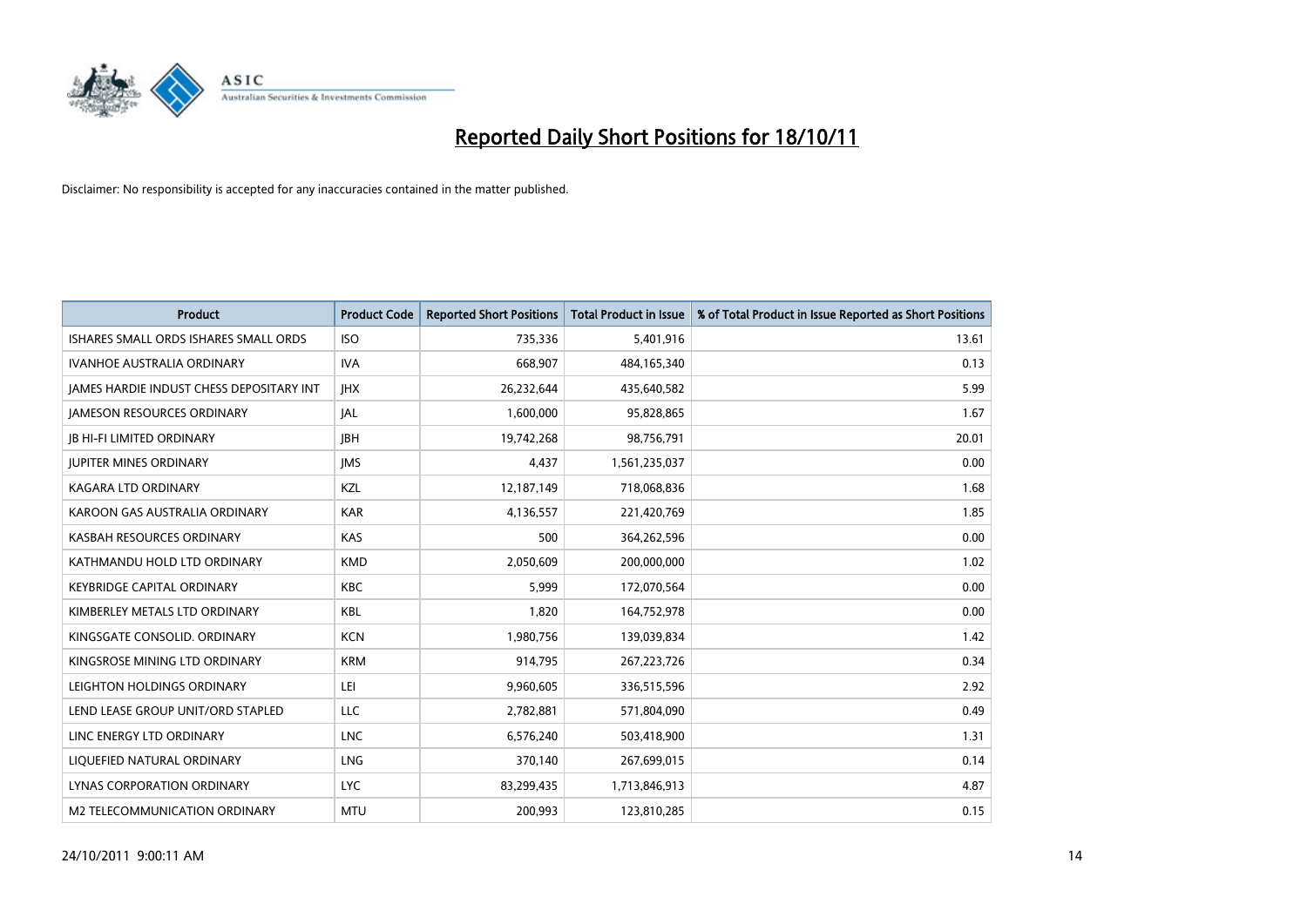# Reported Daily Short Positions for 18/10/11

Disclaimer: No responsibility is accepted for any inaccuracies contained in the matter published.

| Product | Product Code | Reported Short Positions | Total Product in Issue | % of Total Product in Issue Reported as Short Positions |
|---|---|---|---|---|
| ISHARES SMALL ORDS ISHARES SMALL ORDS | ISO | 735,336 | 5,401,916 | 13.61 |
| IVANHOE AUSTRALIA ORDINARY | IVA | 668,907 | 484,165,340 | 0.13 |
| JAMES HARDIE INDUST CHESS DEPOSITARY INT | JHX | 26,232,644 | 435,640,582 | 5.99 |
| JAMESON RESOURCES ORDINARY | JAL | 1,600,000 | 95,828,865 | 1.67 |
| JB HI-FI LIMITED ORDINARY | JBH | 19,742,268 | 98,756,791 | 20.01 |
| JUPITER MINES ORDINARY | JMS | 4,437 | 1,561,235,037 | 0.00 |
| KAGARA LTD ORDINARY | KZL | 12,187,149 | 718,068,836 | 1.68 |
| KAROON GAS AUSTRALIA ORDINARY | KAR | 4,136,557 | 221,420,769 | 1.85 |
| KASBAH RESOURCES ORDINARY | KAS | 500 | 364,262,596 | 0.00 |
| KATHMANDU HOLD LTD ORDINARY | KMD | 2,050,609 | 200,000,000 | 1.02 |
| KEYBRIDGE CAPITAL ORDINARY | KBC | 5,999 | 172,070,564 | 0.00 |
| KIMBERLEY METALS LTD ORDINARY | KBL | 1,820 | 164,752,978 | 0.00 |
| KINGSGATE CONSOLID. ORDINARY | KCN | 1,980,756 | 139,039,834 | 1.42 |
| KINGSROSE MINING LTD ORDINARY | KRM | 914,795 | 267,223,726 | 0.34 |
| LEIGHTON HOLDINGS ORDINARY | LEI | 9,960,605 | 336,515,596 | 2.92 |
| LEND LEASE GROUP UNIT/ORD STAPLED | LLC | 2,782,881 | 571,804,090 | 0.49 |
| LINC ENERGY LTD ORDINARY | LNC | 6,576,240 | 503,418,900 | 1.31 |
| LIQUEFIED NATURAL ORDINARY | LNG | 370,140 | 267,699,015 | 0.14 |
| LYNAS CORPORATION ORDINARY | LYC | 83,299,435 | 1,713,846,913 | 4.87 |
| M2 TELECOMMUNICATION ORDINARY | MTU | 200,993 | 123,810,285 | 0.15 |

24/10/2011 9:00:11 AM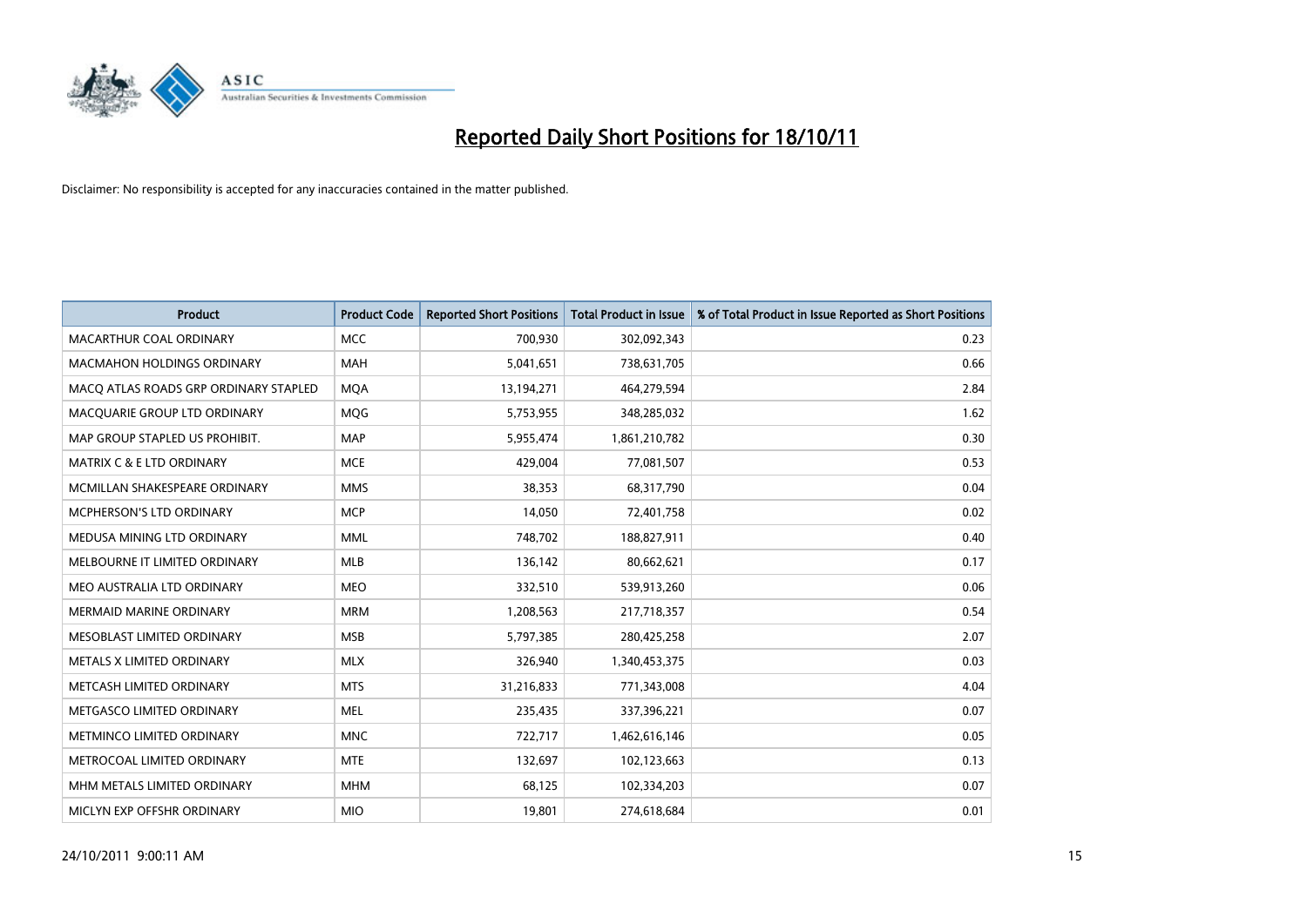# Reported Daily Short Positions for 18/10/11

Disclaimer: No responsibility is accepted for any inaccuracies contained in the matter published.

| Product | Product Code | Reported Short Positions | Total Product in Issue | % of Total Product in Issue Reported as Short Positions |
| --- | --- | --- | --- | --- |
| MACARTHUR COAL ORDINARY | MCC | 700,930 | 302,092,343 | 0.23 |
| MACMAHON HOLDINGS ORDINARY | MAH | 5,041,651 | 738,631,705 | 0.66 |
| MACQ ATLAS ROADS GRP ORDINARY STAPLED | MQA | 13,194,271 | 464,279,594 | 2.84 |
| MACQUARIE GROUP LTD ORDINARY | MQG | 5,753,955 | 348,285,032 | 1.62 |
| MAP GROUP STAPLED US PROHIBIT. | MAP | 5,955,474 | 1,861,210,782 | 0.30 |
| MATRIX C & E LTD ORDINARY | MCE | 429,004 | 77,081,507 | 0.53 |
| MCMILLAN SHAKESPEARE ORDINARY | MMS | 38,353 | 68,317,790 | 0.04 |
| MCPHERSON'S LTD ORDINARY | MCP | 14,050 | 72,401,758 | 0.02 |
| MEDUSA MINING LTD ORDINARY | MML | 748,702 | 188,827,911 | 0.40 |
| MELBOURNE IT LIMITED ORDINARY | MLB | 136,142 | 80,662,621 | 0.17 |
| MEO AUSTRALIA LTD ORDINARY | MEO | 332,510 | 539,913,260 | 0.06 |
| MERMAID MARINE ORDINARY | MRM | 1,208,563 | 217,718,357 | 0.54 |
| MESOBLAST LIMITED ORDINARY | MSB | 5,797,385 | 280,425,258 | 2.07 |
| METALS X LIMITED ORDINARY | MLX | 326,940 | 1,340,453,375 | 0.03 |
| METCASH LIMITED ORDINARY | MTS | 31,216,833 | 771,343,008 | 4.04 |
| METGASCO LIMITED ORDINARY | MEL | 235,435 | 337,396,221 | 0.07 |
| METMINCO LIMITED ORDINARY | MNC | 722,717 | 1,462,616,146 | 0.05 |
| METROCOAL LIMITED ORDINARY | MTE | 132,697 | 102,123,663 | 0.13 |
| MHM METALS LIMITED ORDINARY | MHM | 68,125 | 102,334,203 | 0.07 |
| MICLYN EXP OFFSHR ORDINARY | MIO | 19,801 | 274,618,684 | 0.01 |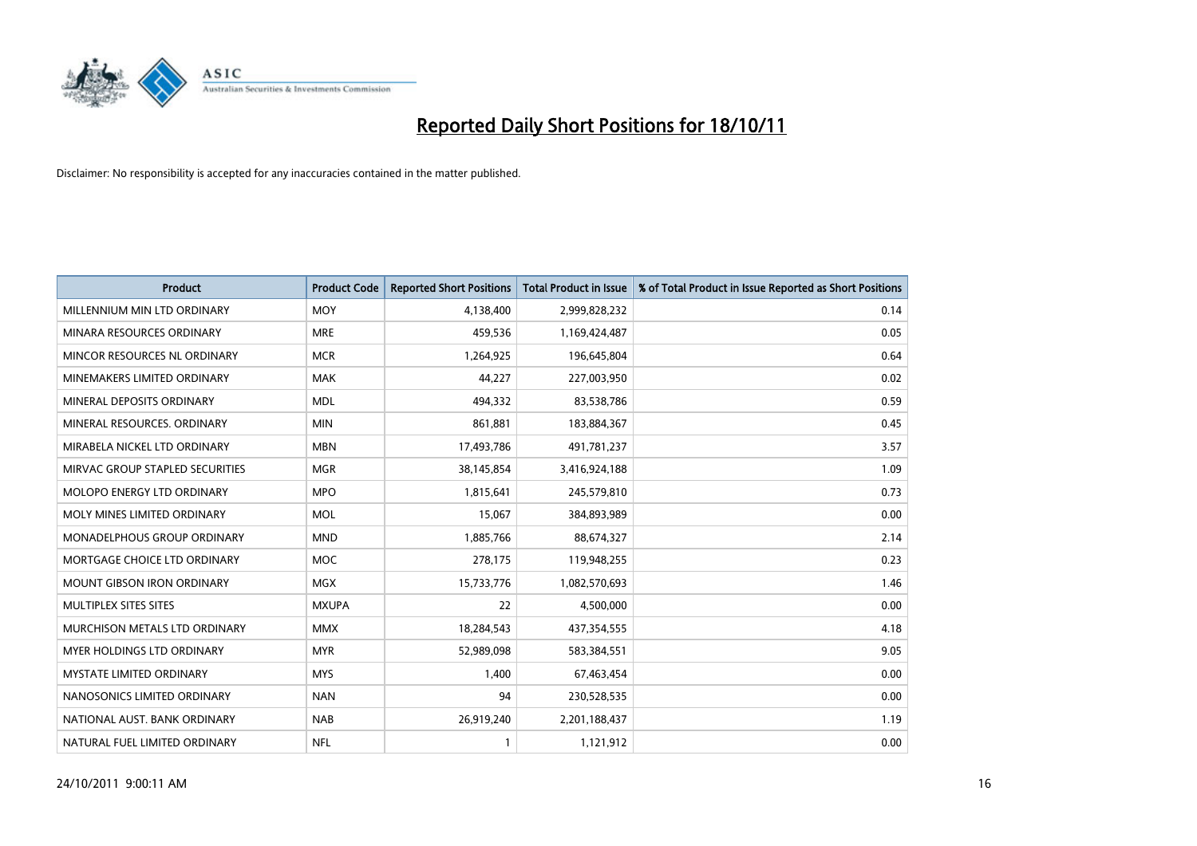# Reported Daily Short Positions for 18/10/11

Disclaimer: No responsibility is accepted for any inaccuracies contained in the matter published.

| Product | Product Code | Reported Short Positions | Total Product in Issue | % of Total Product in Issue Reported as Short Positions |
|---|---|---|---|---|
| MILLENNIUM MIN LTD ORDINARY | MOY | 4,138,400 | 2,999,828,232 | 0.14 |
| MINARA RESOURCES ORDINARY | MRE | 459,536 | 1,169,424,487 | 0.05 |
| MINCOR RESOURCES NL ORDINARY | MCR | 1,264,925 | 196,645,804 | 0.64 |
| MINEMAKERS LIMITED ORDINARY | MAK | 44,227 | 227,003,950 | 0.02 |
| MINERAL DEPOSITS ORDINARY | MDL | 494,332 | 83,538,786 | 0.59 |
| MINERAL RESOURCES. ORDINARY | MIN | 861,881 | 183,884,367 | 0.45 |
| MIRABELA NICKEL LTD ORDINARY | MBN | 17,493,786 | 491,781,237 | 3.57 |
| MIRVAC GROUP STAPLED SECURITIES | MGR | 38,145,854 | 3,416,924,188 | 1.09 |
| MOLOPO ENERGY LTD ORDINARY | MPO | 1,815,641 | 245,579,810 | 0.73 |
| MOLY MINES LIMITED ORDINARY | MOL | 15,067 | 384,893,989 | 0.00 |
| MONADELPHOUS GROUP ORDINARY | MND | 1,885,766 | 88,674,327 | 2.14 |
| MORTGAGE CHOICE LTD ORDINARY | MOC | 278,175 | 119,948,255 | 0.23 |
| MOUNT GIBSON IRON ORDINARY | MGX | 15,733,776 | 1,082,570,693 | 1.46 |
| MULTIPLEX SITES SITES | MXUPA | 22 | 4,500,000 | 0.00 |
| MURCHISON METALS LTD ORDINARY | MMX | 18,284,543 | 437,354,555 | 4.18 |
| MYER HOLDINGS LTD ORDINARY | MYR | 52,989,098 | 583,384,551 | 9.05 |
| MYSTATE LIMITED ORDINARY | MYS | 1,400 | 67,463,454 | 0.00 |
| NANOSONICS LIMITED ORDINARY | NAN | 94 | 230,528,535 | 0.00 |
| NATIONAL AUST. BANK ORDINARY | NAB | 26,919,240 | 2,201,188,437 | 1.19 |
| NATURAL FUEL LIMITED ORDINARY | NFL | 1 | 1,121,912 | 0.00 |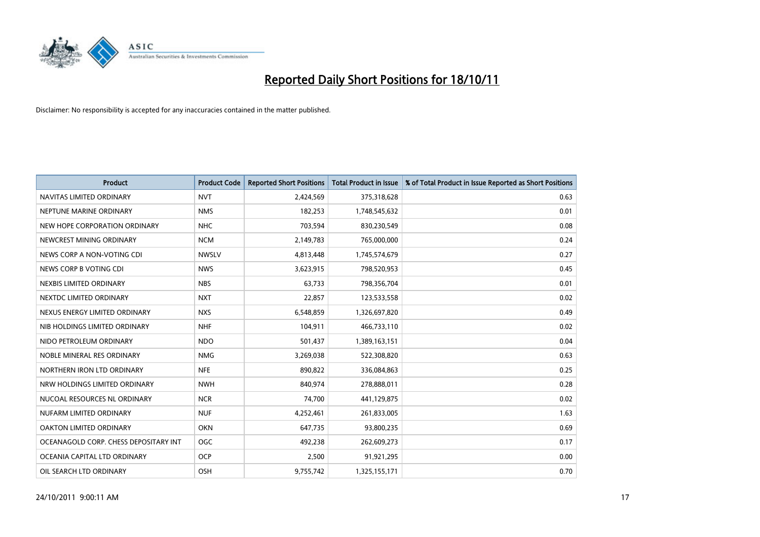# Reported Daily Short Positions for 18/10/11

Disclaimer: No responsibility is accepted for any inaccuracies contained in the matter published.

| Product | Product Code | Reported Short Positions | Total Product in Issue | % of Total Product in Issue Reported as Short Positions |
|---|---|---|---|---|
| NAVITAS LIMITED ORDINARY | NVT | 2,424,569 | 375,318,628 | 0.63 |
| NEPTUNE MARINE ORDINARY | NMS | 182,253 | 1,748,545,632 | 0.01 |
| NEW HOPE CORPORATION ORDINARY | NHC | 703,594 | 830,230,549 | 0.08 |
| NEWCREST MINING ORDINARY | NCM | 2,149,783 | 765,000,000 | 0.24 |
| NEWS CORP A NON-VOTING CDI | NWSLV | 4,813,448 | 1,745,574,679 | 0.27 |
| NEWS CORP B VOTING CDI | NWS | 3,623,915 | 798,520,953 | 0.45 |
| NEXBIS LIMITED ORDINARY | NBS | 63,733 | 798,356,704 | 0.01 |
| NEXTDC LIMITED ORDINARY | NXT | 22,857 | 123,533,558 | 0.02 |
| NEXUS ENERGY LIMITED ORDINARY | NXS | 6,548,859 | 1,326,697,820 | 0.49 |
| NIB HOLDINGS LIMITED ORDINARY | NHF | 104,911 | 466,733,110 | 0.02 |
| NIDO PETROLEUM ORDINARY | NDO | 501,437 | 1,389,163,151 | 0.04 |
| NOBLE MINERAL RES ORDINARY | NMG | 3,269,038 | 522,308,820 | 0.63 |
| NORTHERN IRON LTD ORDINARY | NFE | 890,822 | 336,084,863 | 0.25 |
| NRW HOLDINGS LIMITED ORDINARY | NWH | 840,974 | 278,888,011 | 0.28 |
| NUCOAL RESOURCES NL ORDINARY | NCR | 74,700 | 441,129,875 | 0.02 |
| NUFARM LIMITED ORDINARY | NUF | 4,252,461 | 261,833,005 | 1.63 |
| OAKTON LIMITED ORDINARY | OKN | 647,735 | 93,800,235 | 0.69 |
| OCEANAGOLD CORP. CHESS DEPOSITARY INT | OGC | 492,238 | 262,609,273 | 0.17 |
| OCEANIA CAPITAL LTD ORDINARY | OCP | 2,500 | 91,921,295 | 0.00 |
| OIL SEARCH LTD ORDINARY | OSH | 9,755,742 | 1,325,155,171 | 0.70 |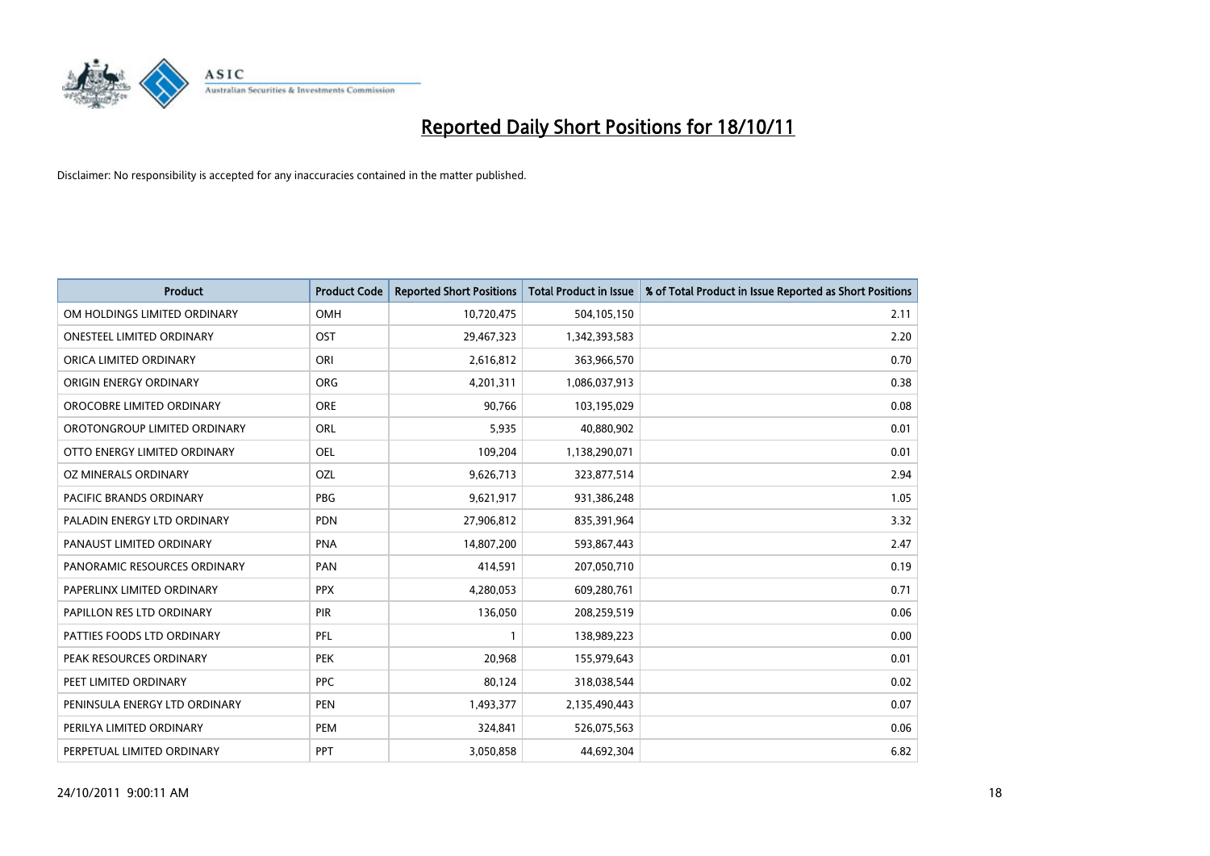# Reported Daily Short Positions for 18/10/11

Disclaimer: No responsibility is accepted for any inaccuracies contained in the matter published.

| Product | Product Code | Reported Short Positions | Total Product in Issue | % of Total Product in Issue Reported as Short Positions |
|---|---|---|---|---|
| OM HOLDINGS LIMITED ORDINARY | OMH | 10,720,475 | 504,105,150 | 2.11 |
| ONESTEEL LIMITED ORDINARY | OST | 29,467,323 | 1,342,393,583 | 2.20 |
| ORICA LIMITED ORDINARY | ORI | 2,616,812 | 363,966,570 | 0.70 |
| ORIGIN ENERGY ORDINARY | ORG | 4,201,311 | 1,086,037,913 | 0.38 |
| OROCOBRE LIMITED ORDINARY | ORE | 90,766 | 103,195,029 | 0.08 |
| OROTONGROUP LIMITED ORDINARY | ORL | 5,935 | 40,880,902 | 0.01 |
| OTTO ENERGY LIMITED ORDINARY | OEL | 109,204 | 1,138,290,071 | 0.01 |
| OZ MINERALS ORDINARY | OZL | 9,626,713 | 323,877,514 | 2.94 |
| PACIFIC BRANDS ORDINARY | PBG | 9,621,917 | 931,386,248 | 1.05 |
| PALADIN ENERGY LTD ORDINARY | PDN | 27,906,812 | 835,391,964 | 3.32 |
| PANAUST LIMITED ORDINARY | PNA | 14,807,200 | 593,867,443 | 2.47 |
| PANORAMIC RESOURCES ORDINARY | PAN | 414,591 | 207,050,710 | 0.19 |
| PAPERLINX LIMITED ORDINARY | PPX | 4,280,053 | 609,280,761 | 0.71 |
| PAPILLON RES LTD ORDINARY | PIR | 136,050 | 208,259,519 | 0.06 |
| PATTIES FOODS LTD ORDINARY | PFL | 1 | 138,989,223 | 0.00 |
| PEAK RESOURCES ORDINARY | PEK | 20,968 | 155,979,643 | 0.01 |
| PEET LIMITED ORDINARY | PPC | 80,124 | 318,038,544 | 0.02 |
| PENINSULA ENERGY LTD ORDINARY | PEN | 1,493,377 | 2,135,490,443 | 0.07 |
| PERILYA LIMITED ORDINARY | PEM | 324,841 | 526,075,563 | 0.06 |
| PERPETUAL LIMITED ORDINARY | PPT | 3,050,858 | 44,692,304 | 6.82 |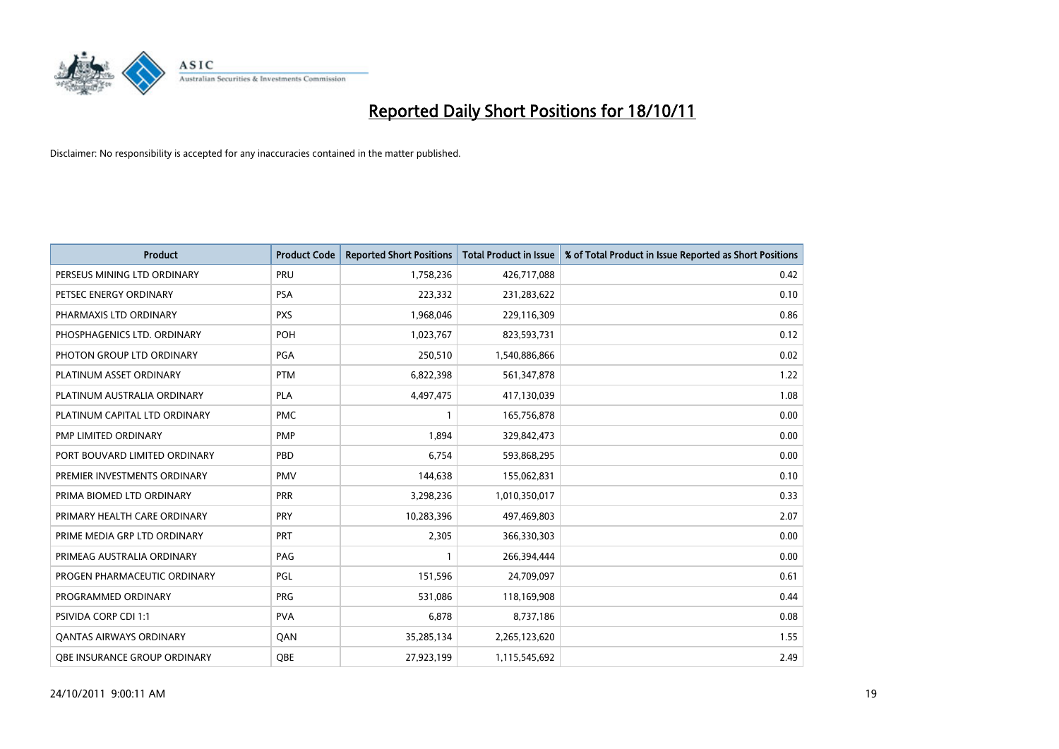# Reported Daily Short Positions for 18/10/11

Disclaimer: No responsibility is accepted for any inaccuracies contained in the matter published.

| Product | Product Code | Reported Short Positions | Total Product in Issue | % of Total Product in Issue Reported as Short Positions |
|---|---|---|---|---|
| PERSEUS MINING LTD ORDINARY | PRU | 1,758,236 | 426,717,088 | 0.42 |
| PETSEC ENERGY ORDINARY | PSA | 223,332 | 231,283,622 | 0.10 |
| PHARMAXIS LTD ORDINARY | PXS | 1,968,046 | 229,116,309 | 0.86 |
| PHOSPHAGENICS LTD. ORDINARY | POH | 1,023,767 | 823,593,731 | 0.12 |
| PHOTON GROUP LTD ORDINARY | PGA | 250,510 | 1,540,886,866 | 0.02 |
| PLATINUM ASSET ORDINARY | PTM | 6,822,398 | 561,347,878 | 1.22 |
| PLATINUM AUSTRALIA ORDINARY | PLA | 4,497,475 | 417,130,039 | 1.08 |
| PLATINUM CAPITAL LTD ORDINARY | PMC | 1 | 165,756,878 | 0.00 |
| PMP LIMITED ORDINARY | PMP | 1,894 | 329,842,473 | 0.00 |
| PORT BOUVARD LIMITED ORDINARY | PBD | 6,754 | 593,868,295 | 0.00 |
| PREMIER INVESTMENTS ORDINARY | PMV | 144,638 | 155,062,831 | 0.10 |
| PRIMA BIOMED LTD ORDINARY | PRR | 3,298,236 | 1,010,350,017 | 0.33 |
| PRIMARY HEALTH CARE ORDINARY | PRY | 10,283,396 | 497,469,803 | 2.07 |
| PRIME MEDIA GRP LTD ORDINARY | PRT | 2,305 | 366,330,303 | 0.00 |
| PRIMEAG AUSTRALIA ORDINARY | PAG | 1 | 266,394,444 | 0.00 |
| PROGEN PHARMACEUTIC ORDINARY | PGL | 151,596 | 24,709,097 | 0.61 |
| PROGRAMMED ORDINARY | PRG | 531,086 | 118,169,908 | 0.44 |
| PSIVIDA CORP CDI 1:1 | PVA | 6,878 | 8,737,186 | 0.08 |
| QANTAS AIRWAYS ORDINARY | QAN | 35,285,134 | 2,265,123,620 | 1.55 |
| QBE INSURANCE GROUP ORDINARY | QBE | 27,923,199 | 1,115,545,692 | 2.49 |

24/10/2011 9:00:11 AM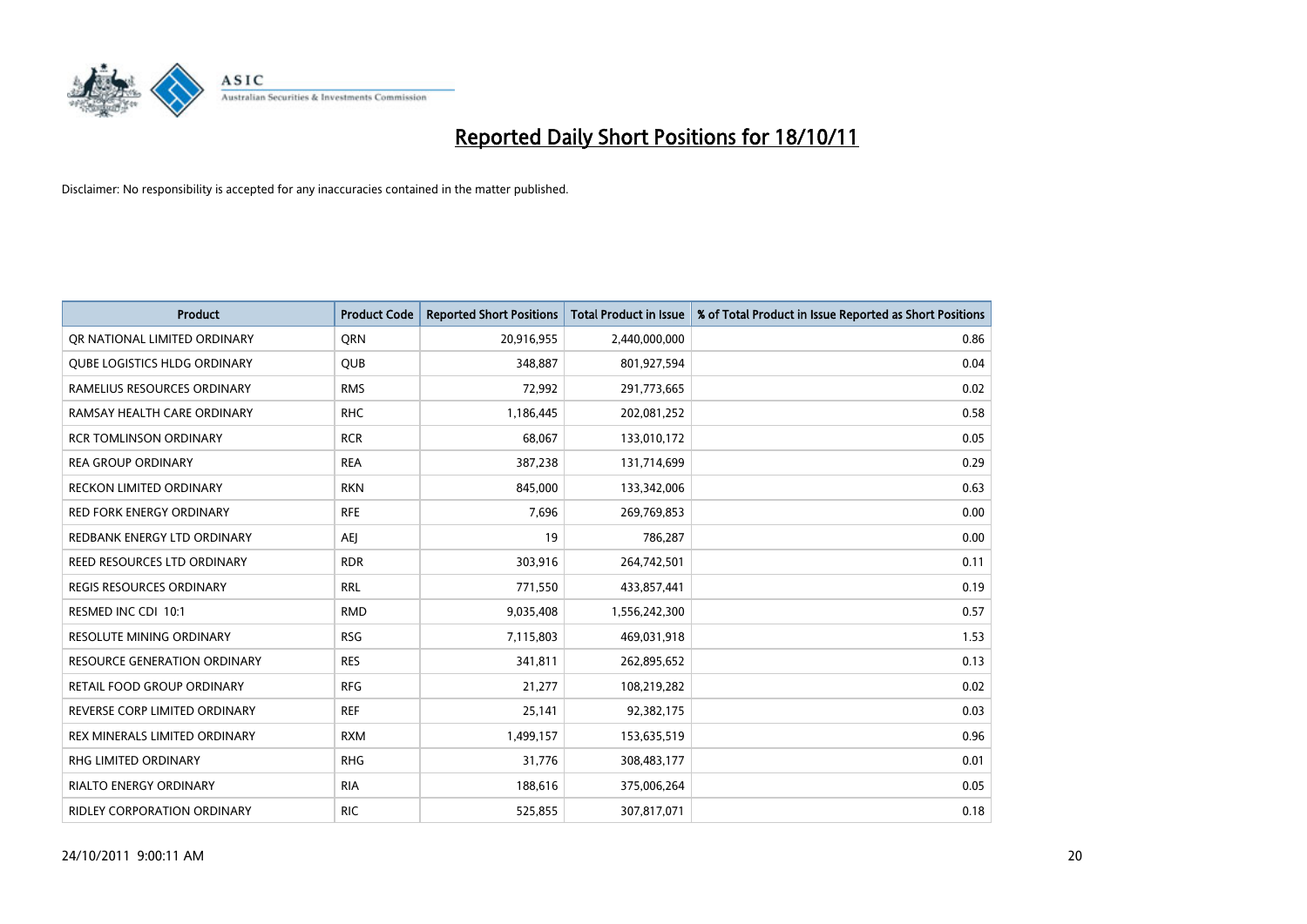# Reported Daily Short Positions for 18/10/11

Disclaimer: No responsibility is accepted for any inaccuracies contained in the matter published.

| Product | Product Code | Reported Short Positions | Total Product in Issue | % of Total Product in Issue Reported as Short Positions |
|---|---|---|---|---|
| QR NATIONAL LIMITED ORDINARY | QRN | 20,916,955 | 2,440,000,000 | 0.86 |
| QUBE LOGISTICS HLDG ORDINARY | QUB | 348,887 | 801,927,594 | 0.04 |
| RAMELIUS RESOURCES ORDINARY | RMS | 72,992 | 291,773,665 | 0.02 |
| RAMSAY HEALTH CARE ORDINARY | RHC | 1,186,445 | 202,081,252 | 0.58 |
| RCR TOMLINSON ORDINARY | RCR | 68,067 | 133,010,172 | 0.05 |
| REA GROUP ORDINARY | REA | 387,238 | 131,714,699 | 0.29 |
| RECKON LIMITED ORDINARY | RKN | 845,000 | 133,342,006 | 0.63 |
| RED FORK ENERGY ORDINARY | RFE | 7,696 | 269,769,853 | 0.00 |
| REDBANK ENERGY LTD ORDINARY | AEJ | 19 | 786,287 | 0.00 |
| REED RESOURCES LTD ORDINARY | RDR | 303,916 | 264,742,501 | 0.11 |
| REGIS RESOURCES ORDINARY | RRL | 771,550 | 433,857,441 | 0.19 |
| RESMED INC CDI 10:1 | RMD | 9,035,408 | 1,556,242,300 | 0.57 |
| RESOLUTE MINING ORDINARY | RSG | 7,115,803 | 469,031,918 | 1.53 |
| RESOURCE GENERATION ORDINARY | RES | 341,811 | 262,895,652 | 0.13 |
| RETAIL FOOD GROUP ORDINARY | RFG | 21,277 | 108,219,282 | 0.02 |
| REVERSE CORP LIMITED ORDINARY | REF | 25,141 | 92,382,175 | 0.03 |
| REX MINERALS LIMITED ORDINARY | RXM | 1,499,157 | 153,635,519 | 0.96 |
| RHG LIMITED ORDINARY | RHG | 31,776 | 308,483,177 | 0.01 |
| RIALTO ENERGY ORDINARY | RIA | 188,616 | 375,006,264 | 0.05 |
| RIDLEY CORPORATION ORDINARY | RIC | 525,855 | 307,817,071 | 0.18 |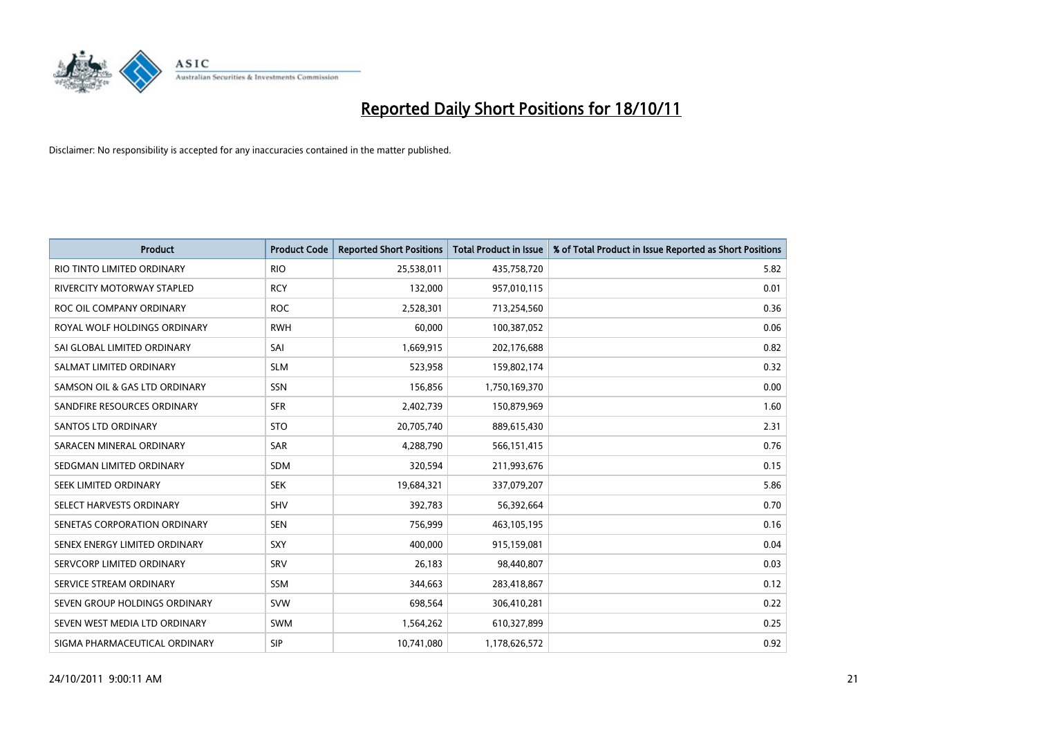# Reported Daily Short Positions for 18/10/11

Disclaimer: No responsibility is accepted for any inaccuracies contained in the matter published.

| Product | Product Code | Reported Short Positions | Total Product in Issue | % of Total Product in Issue Reported as Short Positions |
|---|---|---|---|---|
| RIO TINTO LIMITED ORDINARY | RIO | 25,538,011 | 435,758,720 | 5.82 |
| RIVERCITY MOTORWAY STAPLED | RCY | 132,000 | 957,010,115 | 0.01 |
| ROC OIL COMPANY ORDINARY | ROC | 2,528,301 | 713,254,560 | 0.36 |
| ROYAL WOLF HOLDINGS ORDINARY | RWH | 60,000 | 100,387,052 | 0.06 |
| SAI GLOBAL LIMITED ORDINARY | SAI | 1,669,915 | 202,176,688 | 0.82 |
| SALMAT LIMITED ORDINARY | SLM | 523,958 | 159,802,174 | 0.32 |
| SAMSON OIL & GAS LTD ORDINARY | SSN | 156,856 | 1,750,169,370 | 0.00 |
| SANDFIRE RESOURCES ORDINARY | SFR | 2,402,739 | 150,879,969 | 1.60 |
| SANTOS LTD ORDINARY | STO | 20,705,740 | 889,615,430 | 2.31 |
| SARACEN MINERAL ORDINARY | SAR | 4,288,790 | 566,151,415 | 0.76 |
| SEDGMAN LIMITED ORDINARY | SDM | 320,594 | 211,993,676 | 0.15 |
| SEEK LIMITED ORDINARY | SEK | 19,684,321 | 337,079,207 | 5.86 |
| SELECT HARVESTS ORDINARY | SHV | 392,783 | 56,392,664 | 0.70 |
| SENETAS CORPORATION ORDINARY | SEN | 756,999 | 463,105,195 | 0.16 |
| SENEX ENERGY LIMITED ORDINARY | SXY | 400,000 | 915,159,081 | 0.04 |
| SERVCORP LIMITED ORDINARY | SRV | 26,183 | 98,440,807 | 0.03 |
| SERVICE STREAM ORDINARY | SSM | 344,663 | 283,418,867 | 0.12 |
| SEVEN GROUP HOLDINGS ORDINARY | SVW | 698,564 | 306,410,281 | 0.22 |
| SEVEN WEST MEDIA LTD ORDINARY | SWM | 1,564,262 | 610,327,899 | 0.25 |
| SIGMA PHARMACEUTICAL ORDINARY | SIP | 10,741,080 | 1,178,626,572 | 0.92 |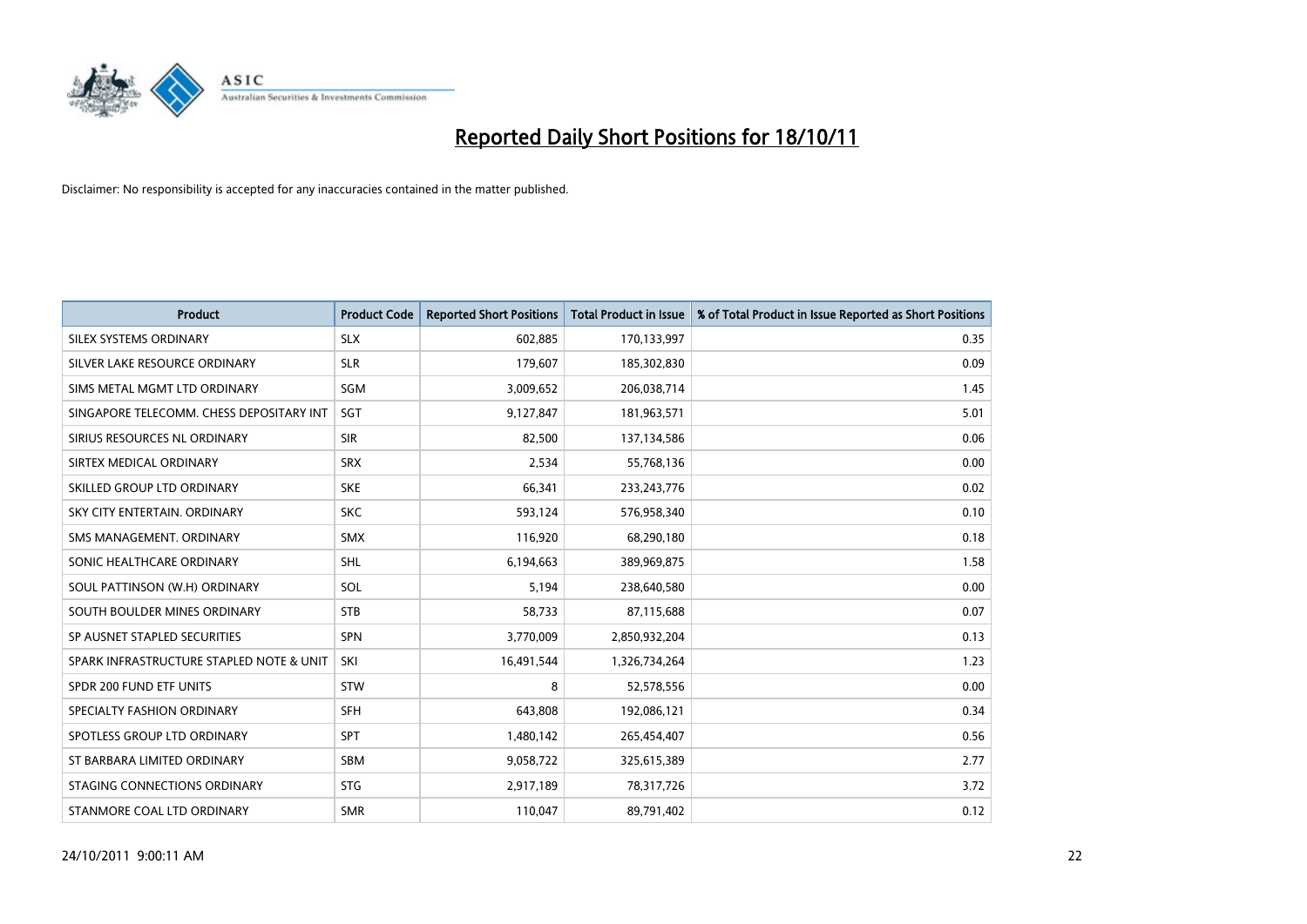# Reported Daily Short Positions for 18/10/11

Disclaimer: No responsibility is accepted for any inaccuracies contained in the matter published.

| Product | Product Code | Reported Short Positions | Total Product in Issue | % of Total Product in Issue Reported as Short Positions |
|---|---|---|---|---|
| SILEX SYSTEMS ORDINARY | SLX | 602,885 | 170,133,997 | 0.35 |
| SILVER LAKE RESOURCE ORDINARY | SLR | 179,607 | 185,302,830 | 0.09 |
| SIMS METAL MGMT LTD ORDINARY | SGM | 3,009,652 | 206,038,714 | 1.45 |
| SINGAPORE TELECOMM. CHESS DEPOSITARY INT | SGT | 9,127,847 | 181,963,571 | 5.01 |
| SIRIUS RESOURCES NL ORDINARY | SIR | 82,500 | 137,134,586 | 0.06 |
| SIRTEX MEDICAL ORDINARY | SRX | 2,534 | 55,768,136 | 0.00 |
| SKILLED GROUP LTD ORDINARY | SKE | 66,341 | 233,243,776 | 0.02 |
| SKY CITY ENTERTAIN. ORDINARY | SKC | 593,124 | 576,958,340 | 0.10 |
| SMS MANAGEMENT. ORDINARY | SMX | 116,920 | 68,290,180 | 0.18 |
| SONIC HEALTHCARE ORDINARY | SHL | 6,194,663 | 389,969,875 | 1.58 |
| SOUL PATTINSON (W.H) ORDINARY | SOL | 5,194 | 238,640,580 | 0.00 |
| SOUTH BOULDER MINES ORDINARY | STB | 58,733 | 87,115,688 | 0.07 |
| SP AUSNET STAPLED SECURITIES | SPN | 3,770,009 | 2,850,932,204 | 0.13 |
| SPARK INFRASTRUCTURE STAPLED NOTE & UNIT | SKI | 16,491,544 | 1,326,734,264 | 1.23 |
| SPDR 200 FUND ETF UNITS | STW | 8 | 52,578,556 | 0.00 |
| SPECIALTY FASHION ORDINARY | SFH | 643,808 | 192,086,121 | 0.34 |
| SPOTLESS GROUP LTD ORDINARY | SPT | 1,480,142 | 265,454,407 | 0.56 |
| ST BARBARA LIMITED ORDINARY | SBM | 9,058,722 | 325,615,389 | 2.77 |
| STAGING CONNECTIONS ORDINARY | STG | 2,917,189 | 78,317,726 | 3.72 |
| STANMORE COAL LTD ORDINARY | SMR | 110,047 | 89,791,402 | 0.12 |

24/10/2011 9:00:11 AM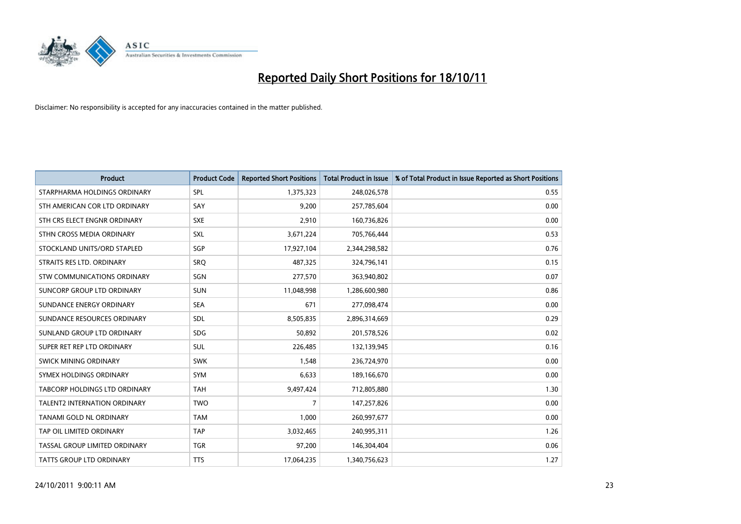# Reported Daily Short Positions for 18/10/11

Disclaimer: No responsibility is accepted for any inaccuracies contained in the matter published.

| Product | Product Code | Reported Short Positions | Total Product in Issue | % of Total Product in Issue Reported as Short Positions |
|---|---|---|---|---|
| STARPHARMA HOLDINGS ORDINARY | SPL | 1,375,323 | 248,026,578 | 0.55 |
| STH AMERICAN COR LTD ORDINARY | SAY | 9,200 | 257,785,604 | 0.00 |
| STH CRS ELECT ENGNR ORDINARY | SXE | 2,910 | 160,736,826 | 0.00 |
| STHN CROSS MEDIA ORDINARY | SXL | 3,671,224 | 705,766,444 | 0.53 |
| STOCKLAND UNITS/ORD STAPLED | SGP | 17,927,104 | 2,344,298,582 | 0.76 |
| STRAITS RES LTD. ORDINARY | SRQ | 487,325 | 324,796,141 | 0.15 |
| STW COMMUNICATIONS ORDINARY | SGN | 277,570 | 363,940,802 | 0.07 |
| SUNCORP GROUP LTD ORDINARY | SUN | 11,048,998 | 1,286,600,980 | 0.86 |
| SUNDANCE ENERGY ORDINARY | SEA | 671 | 277,098,474 | 0.00 |
| SUNDANCE RESOURCES ORDINARY | SDL | 8,505,835 | 2,896,314,669 | 0.29 |
| SUNLAND GROUP LTD ORDINARY | SDG | 50,892 | 201,578,526 | 0.02 |
| SUPER RET REP LTD ORDINARY | SUL | 226,485 | 132,139,945 | 0.16 |
| SWICK MINING ORDINARY | SWK | 1,548 | 236,724,970 | 0.00 |
| SYMEX HOLDINGS ORDINARY | SYM | 6,633 | 189,166,670 | 0.00 |
| TABCORP HOLDINGS LTD ORDINARY | TAH | 9,497,424 | 712,805,880 | 1.30 |
| TALENT2 INTERNATION ORDINARY | TWO | 7 | 147,257,826 | 0.00 |
| TANAMI GOLD NL ORDINARY | TAM | 1,000 | 260,997,677 | 0.00 |
| TAP OIL LIMITED ORDINARY | TAP | 3,032,465 | 240,995,311 | 1.26 |
| TASSAL GROUP LIMITED ORDINARY | TGR | 97,200 | 146,304,404 | 0.06 |
| TATTS GROUP LTD ORDINARY | TTS | 17,064,235 | 1,340,756,623 | 1.27 |

24/10/2011 9:00:11 AM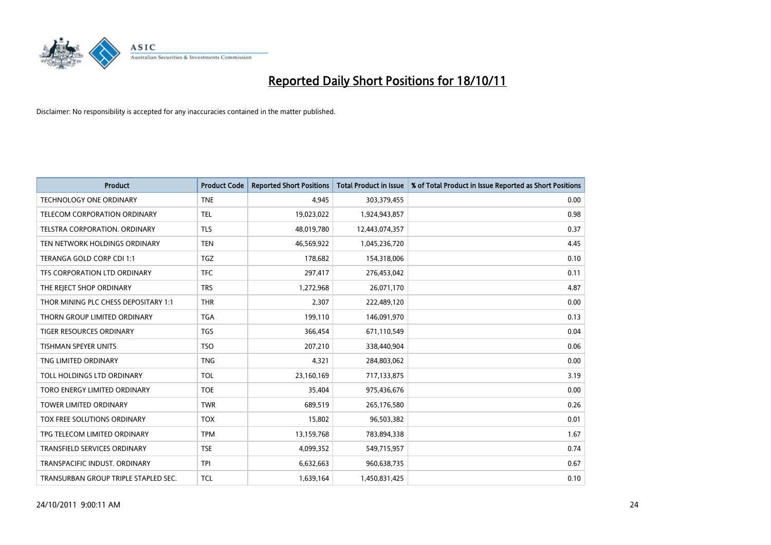# Reported Daily Short Positions for 18/10/11

Disclaimer: No responsibility is accepted for any inaccuracies contained in the matter published.

| Product | Product Code | Reported Short Positions | Total Product in Issue | % of Total Product in Issue Reported as Short Positions |
|---|---|---|---|---|
| TECHNOLOGY ONE ORDINARY | TNE | 4,945 | 303,379,455 | 0.00 |
| TELECOM CORPORATION ORDINARY | TEL | 19,023,022 | 1,924,943,857 | 0.98 |
| TELSTRA CORPORATION. ORDINARY | TLS | 48,019,780 | 12,443,074,357 | 0.37 |
| TEN NETWORK HOLDINGS ORDINARY | TEN | 46,569,922 | 1,045,236,720 | 4.45 |
| TERANGA GOLD CORP CDI 1:1 | TGZ | 178,682 | 154,318,006 | 0.10 |
| TFS CORPORATION LTD ORDINARY | TFC | 297,417 | 276,453,042 | 0.11 |
| THE REJECT SHOP ORDINARY | TRS | 1,272,968 | 26,071,170 | 4.87 |
| THOR MINING PLC CHESS DEPOSITARY 1:1 | THR | 2,307 | 222,489,120 | 0.00 |
| THORN GROUP LIMITED ORDINARY | TGA | 199,110 | 146,091,970 | 0.13 |
| TIGER RESOURCES ORDINARY | TGS | 366,454 | 671,110,549 | 0.04 |
| TISHMAN SPEYER UNITS | TSO | 207,210 | 338,440,904 | 0.06 |
| TNG LIMITED ORDINARY | TNG | 4,321 | 284,803,062 | 0.00 |
| TOLL HOLDINGS LTD ORDINARY | TOL | 23,160,169 | 717,133,875 | 3.19 |
| TORO ENERGY LIMITED ORDINARY | TOE | 35,404 | 975,436,676 | 0.00 |
| TOWER LIMITED ORDINARY | TWR | 689,519 | 265,176,580 | 0.26 |
| TOX FREE SOLUTIONS ORDINARY | TOX | 15,802 | 96,503,382 | 0.01 |
| TPG TELECOM LIMITED ORDINARY | TPM | 13,159,768 | 783,894,338 | 1.67 |
| TRANSFIELD SERVICES ORDINARY | TSE | 4,099,352 | 549,715,957 | 0.74 |
| TRANSPACIFIC INDUST. ORDINARY | TPI | 6,632,663 | 960,638,735 | 0.67 |
| TRANSURBAN GROUP TRIPLE STAPLED SEC. | TCL | 1,639,164 | 1,450,831,425 | 0.10 |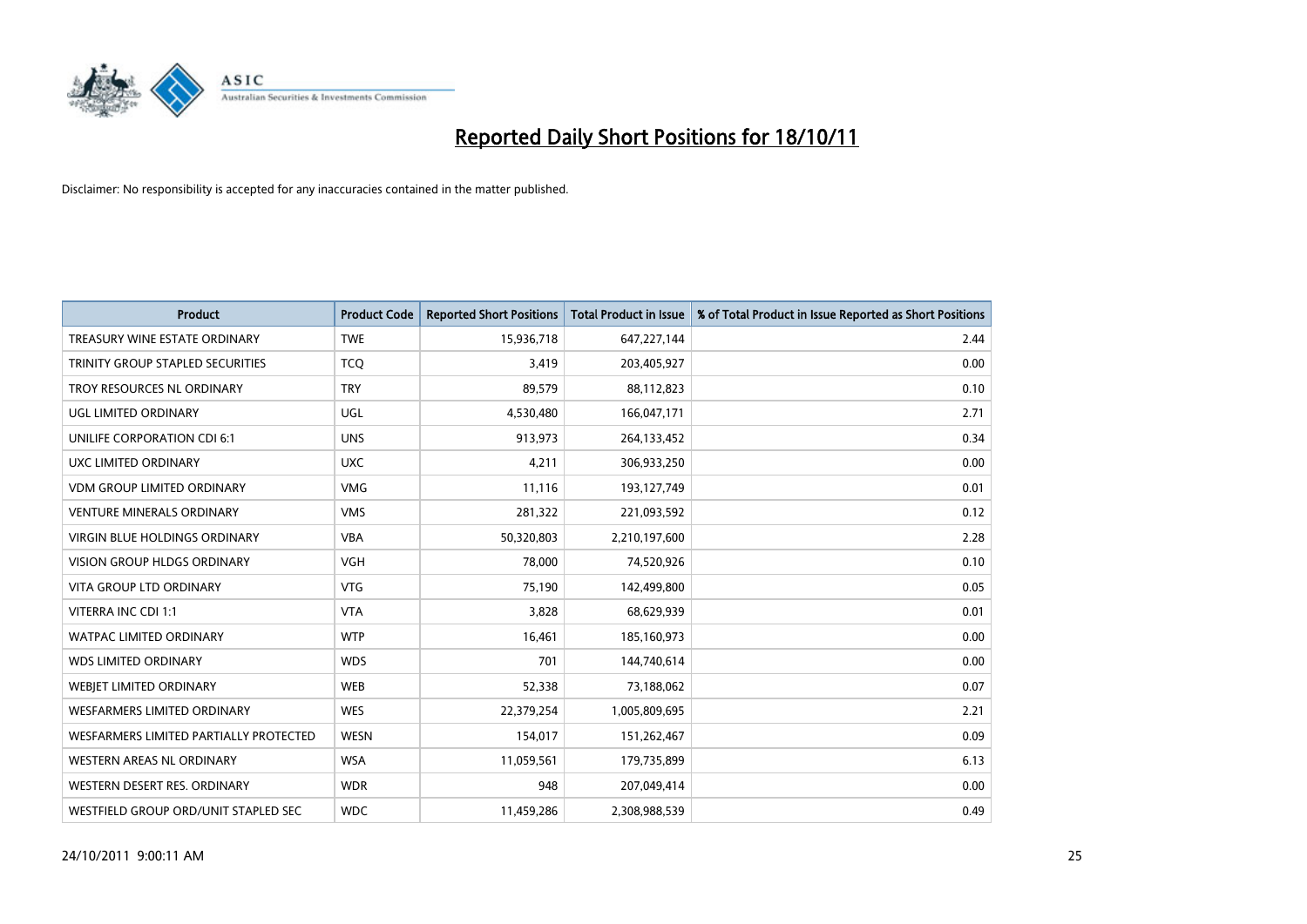# Reported Daily Short Positions for 18/10/11

Disclaimer: No responsibility is accepted for any inaccuracies contained in the matter published.

| Product | Product Code | Reported Short Positions | Total Product in Issue | % of Total Product in Issue Reported as Short Positions |
|---|---|---|---|---|
| TREASURY WINE ESTATE ORDINARY | TWE | 15,936,718 | 647,227,144 | 2.44 |
| TRINITY GROUP STAPLED SECURITIES | TCQ | 3,419 | 203,405,927 | 0.00 |
| TROY RESOURCES NL ORDINARY | TRY | 89,579 | 88,112,823 | 0.10 |
| UGL LIMITED ORDINARY | UGL | 4,530,480 | 166,047,171 | 2.71 |
| UNILIFE CORPORATION CDI 6:1 | UNS | 913,973 | 264,133,452 | 0.34 |
| UXC LIMITED ORDINARY | UXC | 4,211 | 306,933,250 | 0.00 |
| VDM GROUP LIMITED ORDINARY | VMG | 11,116 | 193,127,749 | 0.01 |
| VENTURE MINERALS ORDINARY | VMS | 281,322 | 221,093,592 | 0.12 |
| VIRGIN BLUE HOLDINGS ORDINARY | VBA | 50,320,803 | 2,210,197,600 | 2.28 |
| VISION GROUP HLDGS ORDINARY | VGH | 78,000 | 74,520,926 | 0.10 |
| VITA GROUP LTD ORDINARY | VTG | 75,190 | 142,499,800 | 0.05 |
| VITERRA INC CDI 1:1 | VTA | 3,828 | 68,629,939 | 0.01 |
| WATPAC LIMITED ORDINARY | WTP | 16,461 | 185,160,973 | 0.00 |
| WDS LIMITED ORDINARY | WDS | 701 | 144,740,614 | 0.00 |
| WEBJET LIMITED ORDINARY | WEB | 52,338 | 73,188,062 | 0.07 |
| WESFARMERS LIMITED ORDINARY | WES | 22,379,254 | 1,005,809,695 | 2.21 |
| WESFARMERS LIMITED PARTIALLY PROTECTED | WESN | 154,017 | 151,262,467 | 0.09 |
| WESTERN AREAS NL ORDINARY | WSA | 11,059,561 | 179,735,899 | 6.13 |
| WESTERN DESERT RES. ORDINARY | WDR | 948 | 207,049,414 | 0.00 |
| WESTFIELD GROUP ORD/UNIT STAPLED SEC | WDC | 11,459,286 | 2,308,988,539 | 0.49 |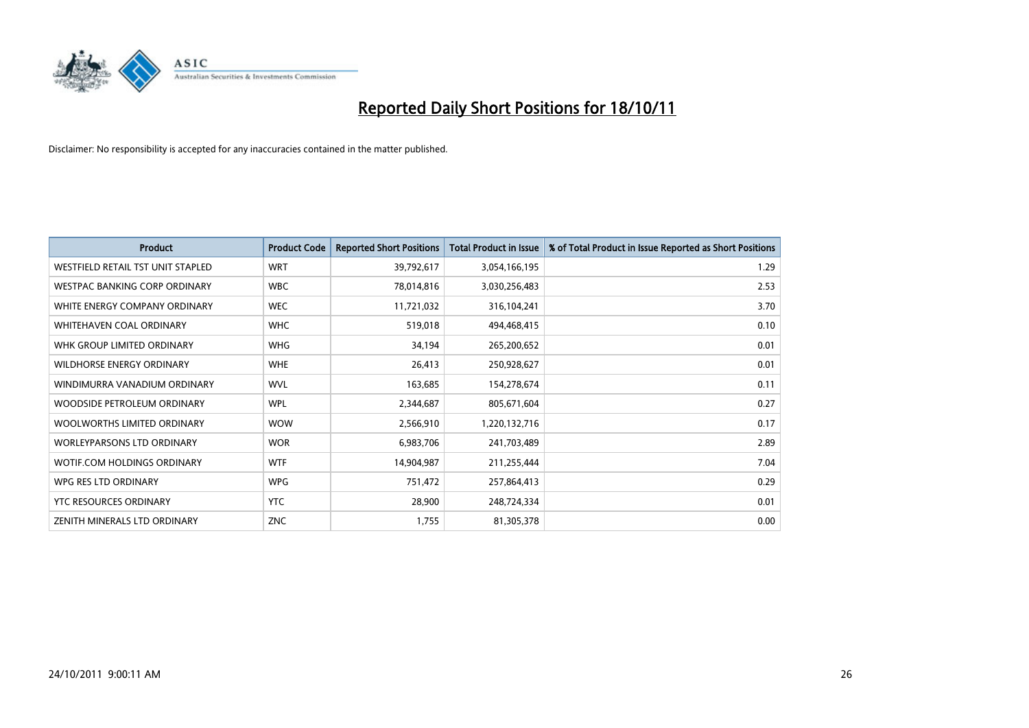# Reported Daily Short Positions for 18/10/11

Disclaimer: No responsibility is accepted for any inaccuracies contained in the matter published.

| Product | Product Code | Reported Short Positions | Total Product in Issue | % of Total Product in Issue Reported as Short Positions |
|---|---|---|---|---|
| WESTFIELD RETAIL TST UNIT STAPLED | WRT | 39,792,617 | 3,054,166,195 | 1.29 |
| WESTPAC BANKING CORP ORDINARY | WBC | 78,014,816 | 3,030,256,483 | 2.53 |
| WHITE ENERGY COMPANY ORDINARY | WEC | 11,721,032 | 316,104,241 | 3.70 |
| WHITEHAVEN COAL ORDINARY | WHC | 519,018 | 494,468,415 | 0.10 |
| WHK GROUP LIMITED ORDINARY | WHG | 34,194 | 265,200,652 | 0.01 |
| WILDHORSE ENERGY ORDINARY | WHE | 26,413 | 250,928,627 | 0.01 |
| WINDIMURRA VANADIUM ORDINARY | WVL | 163,685 | 154,278,674 | 0.11 |
| WOODSIDE PETROLEUM ORDINARY | WPL | 2,344,687 | 805,671,604 | 0.27 |
| WOOLWORTHS LIMITED ORDINARY | WOW | 2,566,910 | 1,220,132,716 | 0.17 |
| WORLEYPARSONS LTD ORDINARY | WOR | 6,983,706 | 241,703,489 | 2.89 |
| WOTIF.COM HOLDINGS ORDINARY | WTF | 14,904,987 | 211,255,444 | 7.04 |
| WPG RES LTD ORDINARY | WPG | 751,472 | 257,864,413 | 0.29 |
| YTC RESOURCES ORDINARY | YTC | 28,900 | 248,724,334 | 0.01 |
| ZENITH MINERALS LTD ORDINARY | ZNC | 1,755 | 81,305,378 | 0.00 |